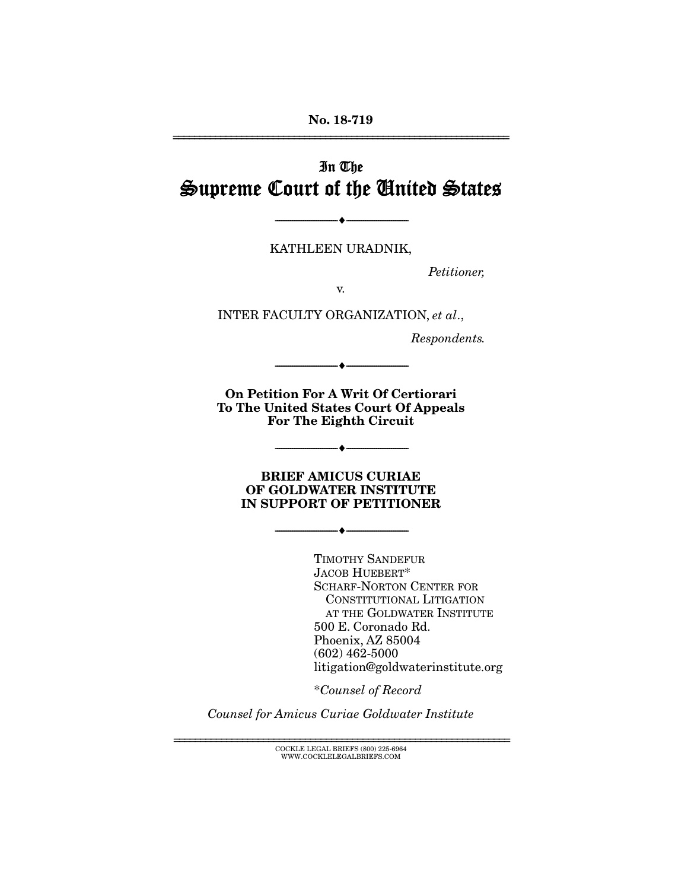**No. 18-719**

---

# In The Supreme Court of the United States

---

KATHLEEN URADNIK,

*Petitioner,*

v.

INTER FACULTY ORGANIZATION, *et al*.,

*Respondents.*

---

**On Petition For A Writ Of Certiorari To The United States Court Of Appeals For The Eighth Circuit**

---

**BRIEF AMICUS CURIAE OF GOLDWATER INSTITUTE IN SUPPORT OF PETITIONER**

---

TIMOTHY SANDEFUR
JACOB HUEBERT*
SCHARF-NORTON CENTER FOR CONSTITUTIONAL LITIGATION AT THE GOLDWATER INSTITUTE
500 E. Coronado Rd.
Phoenix, AZ 85004
(602) 462-5000
litigation@goldwaterinstitute.org

**Counsel of Record*

*Counsel for Amicus Curiae Goldwater Institute*

---

COCKLE LEGAL BRIEFS (800) 225-6964
WWW.COCKLELEGALBRIEFS.COM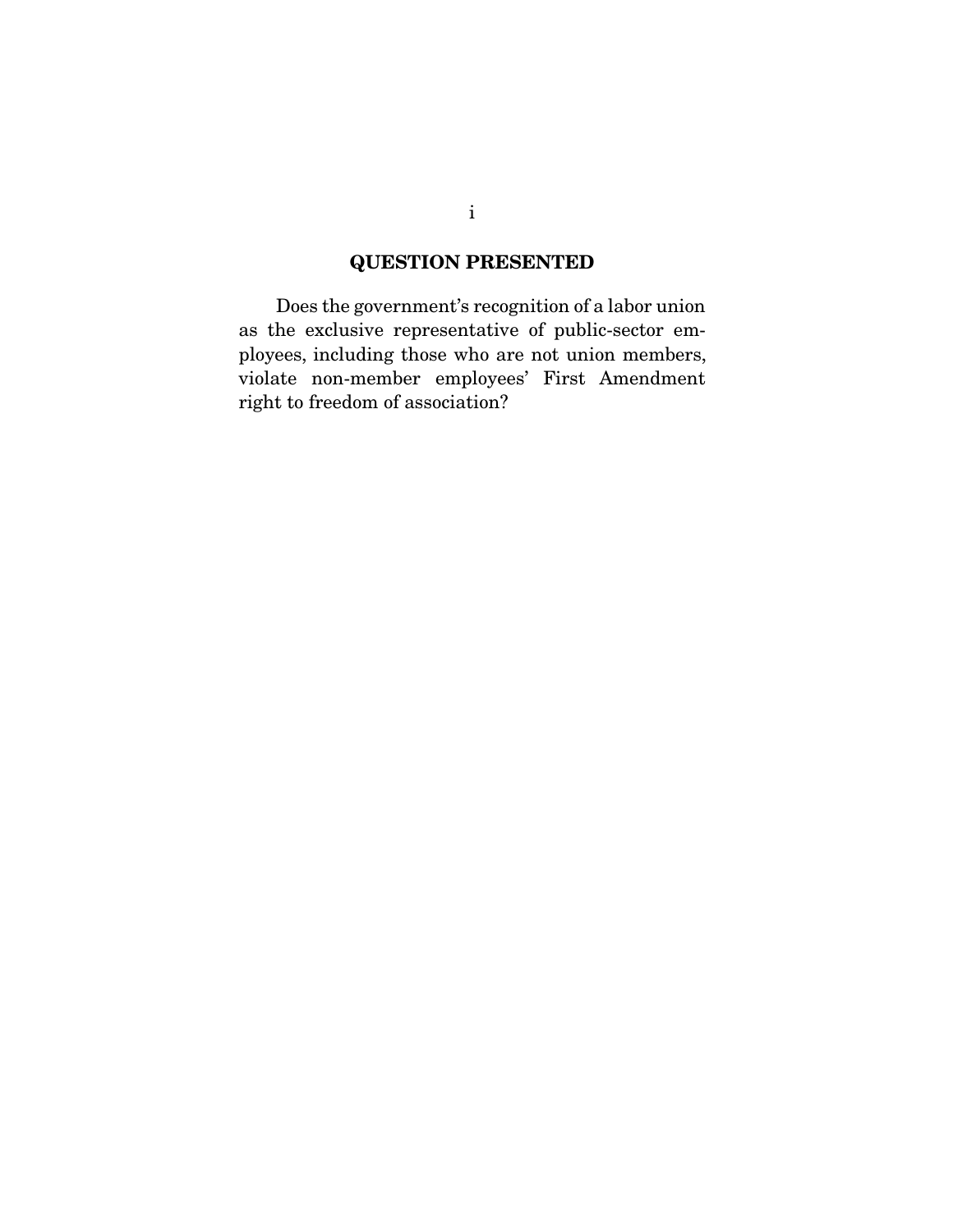## QUESTION PRESENTED

Does the government's recognition of a labor union as the exclusive representative of public-sector employees, including those who are not union members, violate non-member employees' First Amendment right to freedom of association?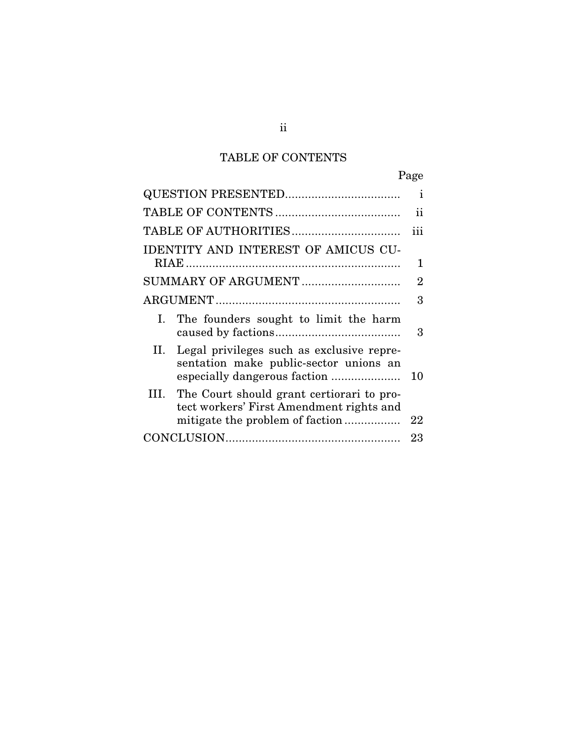## TABLE OF CONTENTS

| | Page |
|---|---|
| QUESTION PRESENTED | i |
| TABLE OF CONTENTS | ii |
| TABLE OF AUTHORITIES | iii |
| IDENTITY AND INTEREST OF AMICUS CURIAE | 1 |
| SUMMARY OF ARGUMENT | 2 |
| ARGUMENT | 3 |
| I. The founders sought to limit the harm caused by factions | 3 |
| II. Legal privileges such as exclusive representation make public-sector unions an especially dangerous faction | 10 |
| III. The Court should grant certiorari to protect workers' First Amendment rights and mitigate the problem of faction | 22 |
| CONCLUSION | 23 |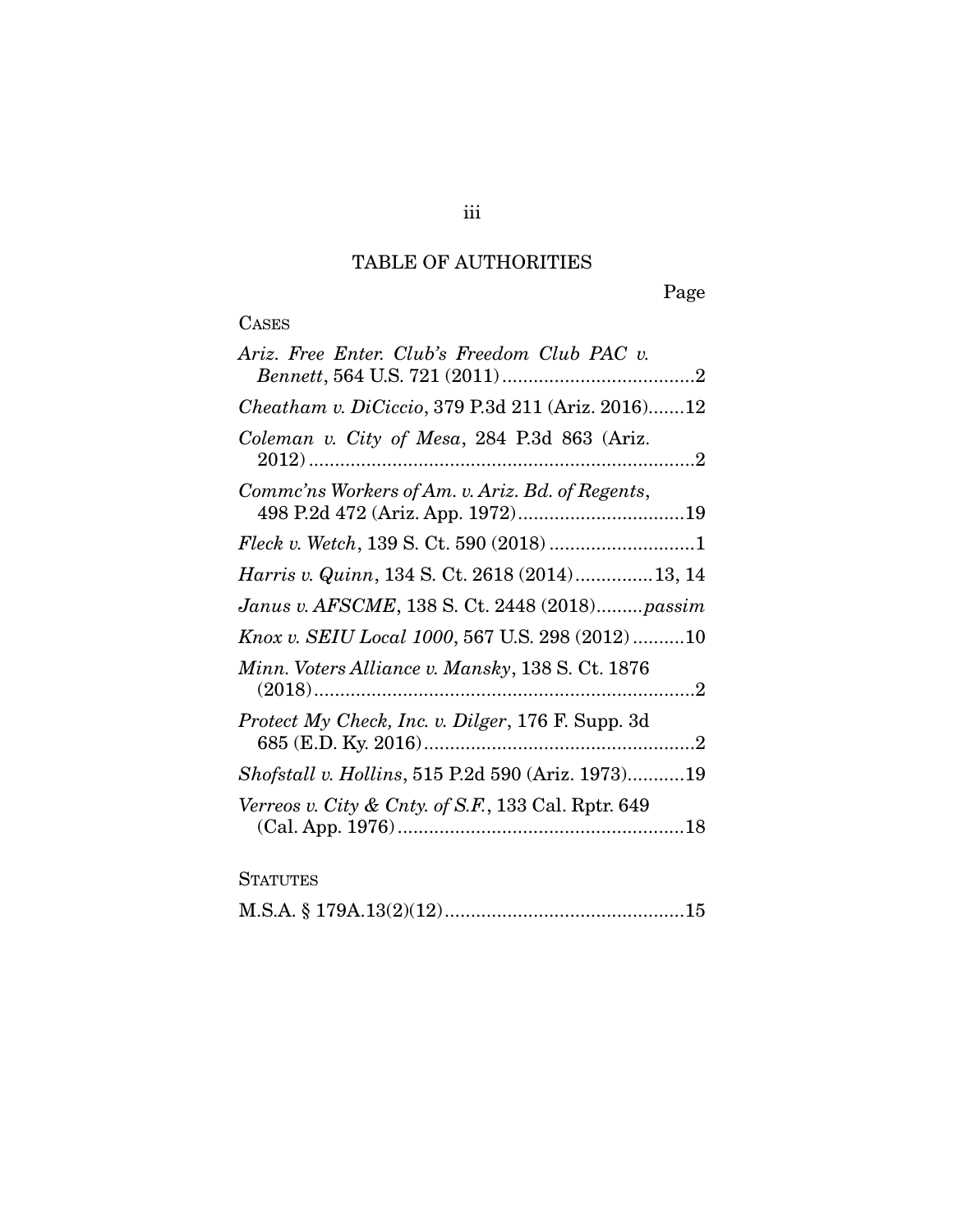# TABLE OF AUTHORITIES

Page

CASES

*Ariz. Free Enter. Club's Freedom Club PAC v. Bennett*, 564 U.S. 721 (2011) .....................................2

*Cheatham v. DiCiccio*, 379 P.3d 211 (Ariz. 2016).......12

*Coleman v. City of Mesa*, 284 P.3d 863 (Ariz. 2012) ...........................................................................2

*Commc'ns Workers of Am. v. Ariz. Bd. of Regents*, 498 P.2d 472 (Ariz. App. 1972)................................19

*Fleck v. Wetch*, 139 S. Ct. 590 (2018) ............................1

*Harris v. Quinn*, 134 S. Ct. 2618 (2014)...............13, 14

*Janus v. AFSCME*, 138 S. Ct. 2448 (2018).........*passim*

*Knox v. SEIU Local 1000*, 567 U.S. 298 (2012) ..........10

*Minn. Voters Alliance v. Mansky*, 138 S. Ct. 1876 (2018).........................................................................2

*Protect My Check, Inc. v. Dilger*, 176 F. Supp. 3d 685 (E.D. Ky. 2016)....................................................2

*Shofstall v. Hollins*, 515 P.2d 590 (Ariz. 1973)...........19

*Verreos v. City & Cnty. of S.F.*, 133 Cal. Rptr. 649 (Cal. App. 1976).......................................................18

STATUTES

M.S.A. § 179A.13(2)(12).............................................15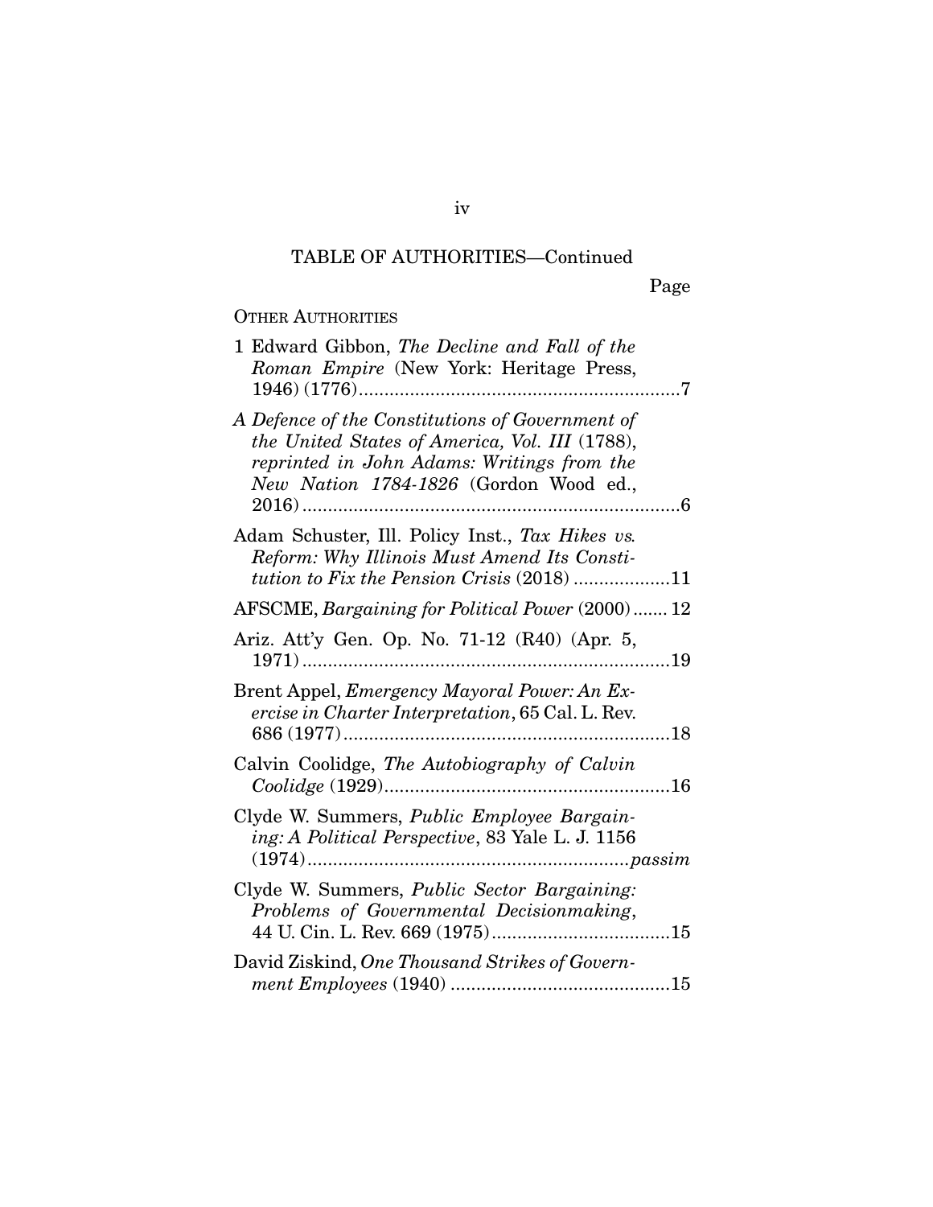TABLE OF AUTHORITIES—Continued

Page

OTHER AUTHORITIES

1 Edward Gibbon, *The Decline and Fall of the Roman Empire* (New York: Heritage Press, 1946) (1776) .......... 7

*A Defence of the Constitutions of Government of the United States of America, Vol. III* (1788), *reprinted in John Adams: Writings from the New Nation 1784-1826* (Gordon Wood ed., 2016) .......... 6

Adam Schuster, Ill. Policy Inst., *Tax Hikes vs. Reform: Why Illinois Must Amend Its Constitution to Fix the Pension Crisis* (2018) .......... 11

AFSCME, *Bargaining for Political Power* (2000) .......... 12

Ariz. Att'y Gen. Op. No. 71-12 (R40) (Apr. 5, 1971) .......... 19

Brent Appel, *Emergency Mayoral Power: An Exercise in Charter Interpretation*, 65 Cal. L. Rev. 686 (1977) .......... 18

Calvin Coolidge, *The Autobiography of Calvin Coolidge* (1929) .......... 16

Clyde W. Summers, *Public Employee Bargaining: A Political Perspective*, 83 Yale L. J. 1156 (1974) .......... *passim*

Clyde W. Summers, *Public Sector Bargaining: Problems of Governmental Decisionmaking*, 44 U. Cin. L. Rev. 669 (1975) .......... 15

David Ziskind, *One Thousand Strikes of Government Employees* (1940) .......... 15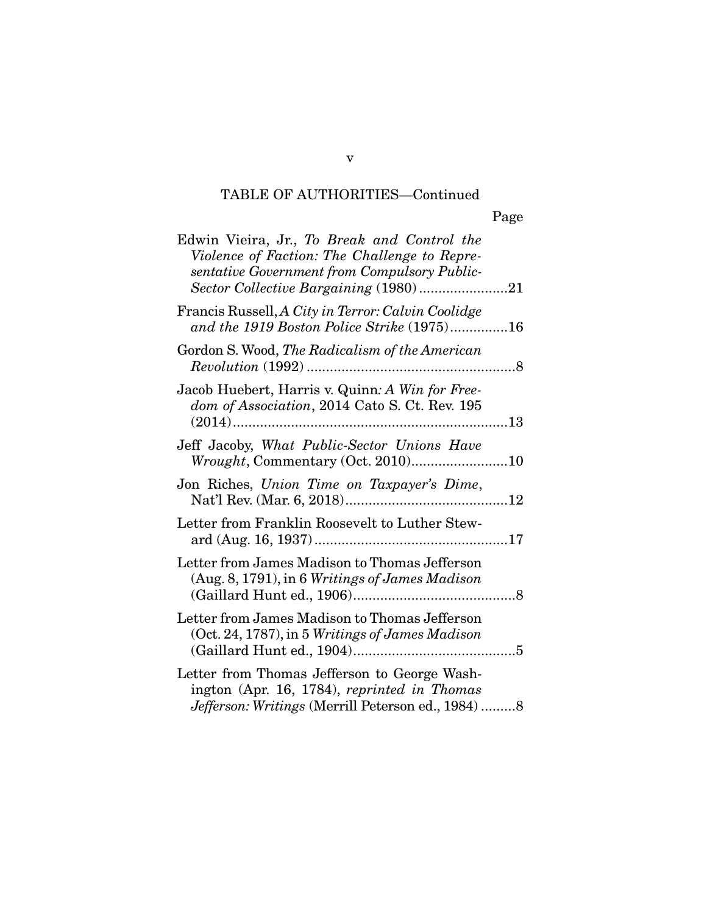TABLE OF AUTHORITIES—Continued

Page

Edwin Vieira, Jr., *To Break and Control the Violence of Faction: The Challenge to Representative Government from Compulsory Public-Sector Collective Bargaining* (1980) .......................21

Francis Russell, *A City in Terror: Calvin Coolidge and the 1919 Boston Police Strike* (1975)...............16

Gordon S. Wood, *The Radicalism of the American Revolution* (1992) ......................................................8

Jacob Huebert, Harris v. Quinn*: A Win for Freedom of Association*, 2014 Cato S. Ct. Rev. 195 (2014).......................................................................13

Jeff Jacoby, *What Public-Sector Unions Have Wrought*, Commentary (Oct. 2010).........................10

Jon Riches, *Union Time on Taxpayer's Dime*, Nat'l Rev. (Mar. 6, 2018)..........................................12

Letter from Franklin Roosevelt to Luther Steward (Aug. 16, 1937)..................................................17

Letter from James Madison to Thomas Jefferson (Aug. 8, 1791), in 6 *Writings of James Madison* (Gaillard Hunt ed., 1906)..........................................8

Letter from James Madison to Thomas Jefferson (Oct. 24, 1787), in 5 *Writings of James Madison* (Gaillard Hunt ed., 1904)..........................................5

Letter from Thomas Jefferson to George Washington (Apr. 16, 1784), *reprinted in Thomas Jefferson: Writings* (Merrill Peterson ed., 1984) .........8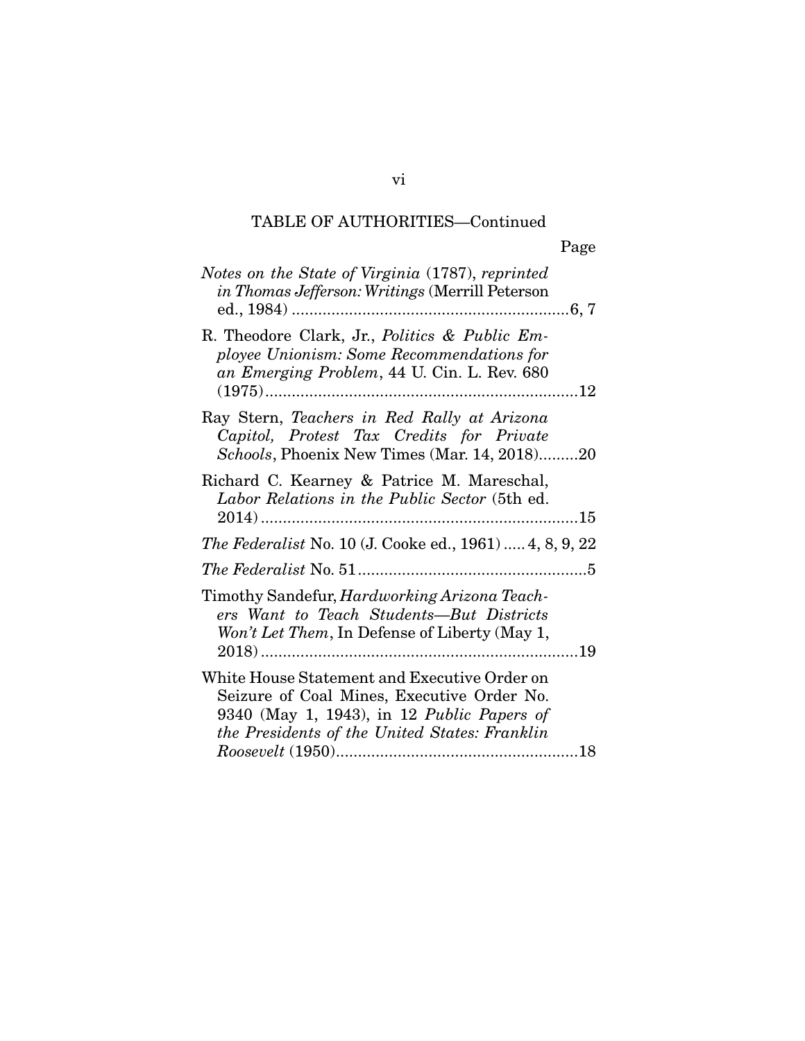TABLE OF AUTHORITIES—Continued

Page

*Notes on the State of Virginia* (1787), *reprinted in Thomas Jefferson: Writings* (Merrill Peterson ed., 1984) ...............................................................6, 7

R. Theodore Clark, Jr., *Politics & Public Employee Unionism: Some Recommendations for an Emerging Problem*, 44 U. Cin. L. Rev. 680 (1975).......................................................................12

Ray Stern, *Teachers in Red Rally at Arizona Capitol, Protest Tax Credits for Private Schools*, Phoenix New Times (Mar. 14, 2018).........20

Richard C. Kearney & Patrice M. Mareschal, *Labor Relations in the Public Sector* (5th ed. 2014) ........................................................................15

*The Federalist* No. 10 (J. Cooke ed., 1961) ..... 4, 8, 9, 22

*The Federalist* No. 51....................................................5

Timothy Sandefur, *Hardworking Arizona Teachers Want to Teach Students—But Districts Won't Let Them*, In Defense of Liberty (May 1, 2018) ........................................................................19

White House Statement and Executive Order on Seizure of Coal Mines, Executive Order No. 9340 (May 1, 1943), in 12 *Public Papers of the Presidents of the United States: Franklin Roosevelt* (1950).......................................................18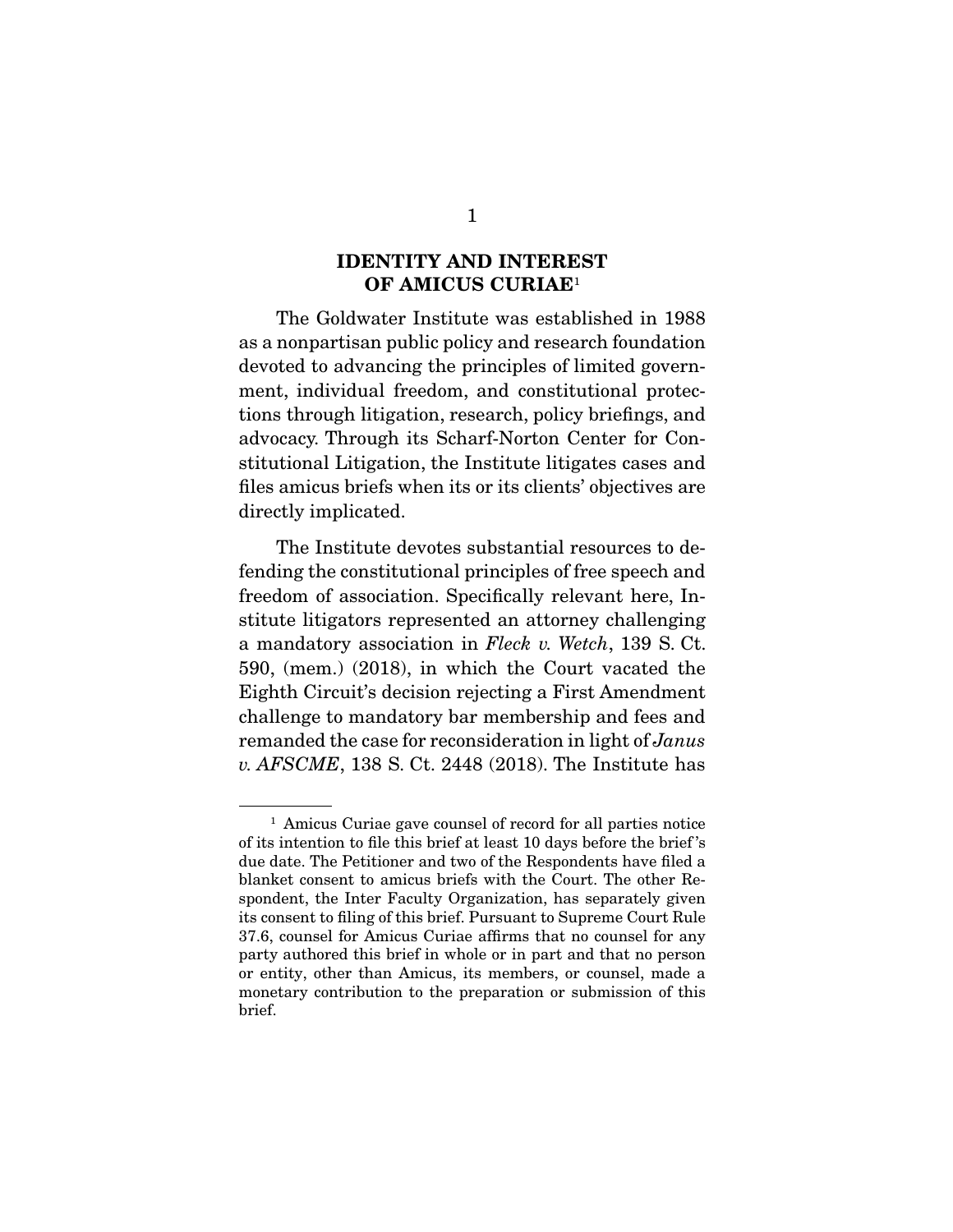## IDENTITY AND INTEREST OF AMICUS CURIAE[1]

The Goldwater Institute was established in 1988 as a nonpartisan public policy and research foundation devoted to advancing the principles of limited government, individual freedom, and constitutional protections through litigation, research, policy briefings, and advocacy. Through its Scharf-Norton Center for Constitutional Litigation, the Institute litigates cases and files amicus briefs when its or its clients' objectives are directly implicated.

The Institute devotes substantial resources to defending the constitutional principles of free speech and freedom of association. Specifically relevant here, Institute litigators represented an attorney challenging a mandatory association in *Fleck v. Wetch*, 139 S. Ct. 590, (mem.) (2018), in which the Court vacated the Eighth Circuit's decision rejecting a First Amendment challenge to mandatory bar membership and fees and remanded the case for reconsideration in light of *Janus v. AFSCME*, 138 S. Ct. 2448 (2018). The Institute has

---

[1] Amicus Curiae gave counsel of record for all parties notice of its intention to file this brief at least 10 days before the brief's due date. The Petitioner and two of the Respondents have filed a blanket consent to amicus briefs with the Court. The other Respondent, the Inter Faculty Organization, has separately given its consent to filing of this brief. Pursuant to Supreme Court Rule 37.6, counsel for Amicus Curiae affirms that no counsel for any party authored this brief in whole or in part and that no person or entity, other than Amicus, its members, or counsel, made a monetary contribution to the preparation or submission of this brief.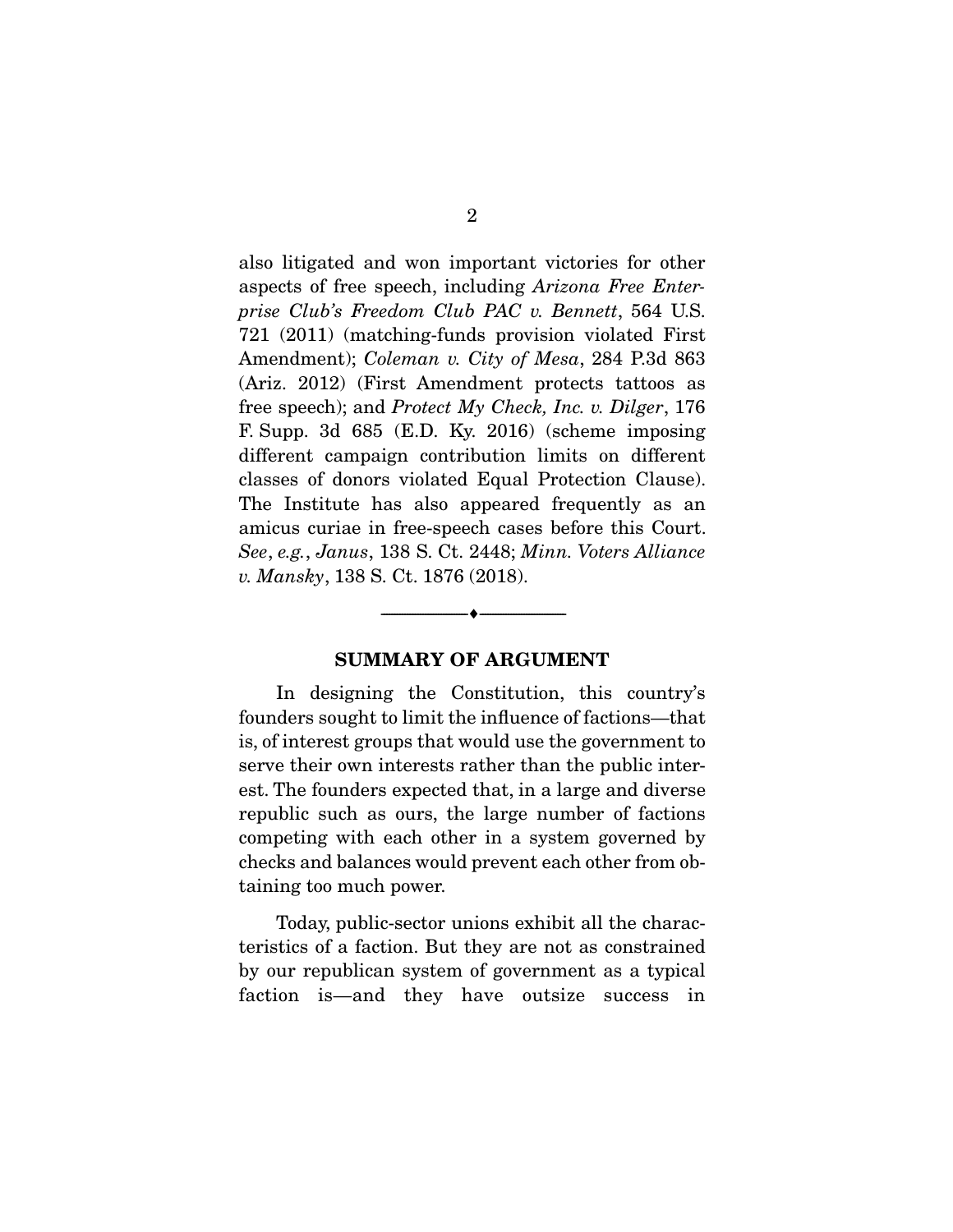also litigated and won important victories for other aspects of free speech, including *Arizona Free Enterprise Club's Freedom Club PAC v. Bennett*, 564 U.S. 721 (2011) (matching-funds provision violated First Amendment); *Coleman v. City of Mesa*, 284 P.3d 863 (Ariz. 2012) (First Amendment protects tattoos as free speech); and *Protect My Check, Inc. v. Dilger*, 176 F. Supp. 3d 685 (E.D. Ky. 2016) (scheme imposing different campaign contribution limits on different classes of donors violated Equal Protection Clause). The Institute has also appeared frequently as an amicus curiae in free-speech cases before this Court. *See*, *e.g.*, *Janus*, 138 S. Ct. 2448; *Minn. Voters Alliance v. Mansky*, 138 S. Ct. 1876 (2018).

---

## SUMMARY OF ARGUMENT

In designing the Constitution, this country's founders sought to limit the influence of factions—that is, of interest groups that would use the government to serve their own interests rather than the public interest. The founders expected that, in a large and diverse republic such as ours, the large number of factions competing with each other in a system governed by checks and balances would prevent each other from obtaining too much power.

Today, public-sector unions exhibit all the characteristics of a faction. But they are not as constrained by our republican system of government as a typical faction is—and they have outsize success in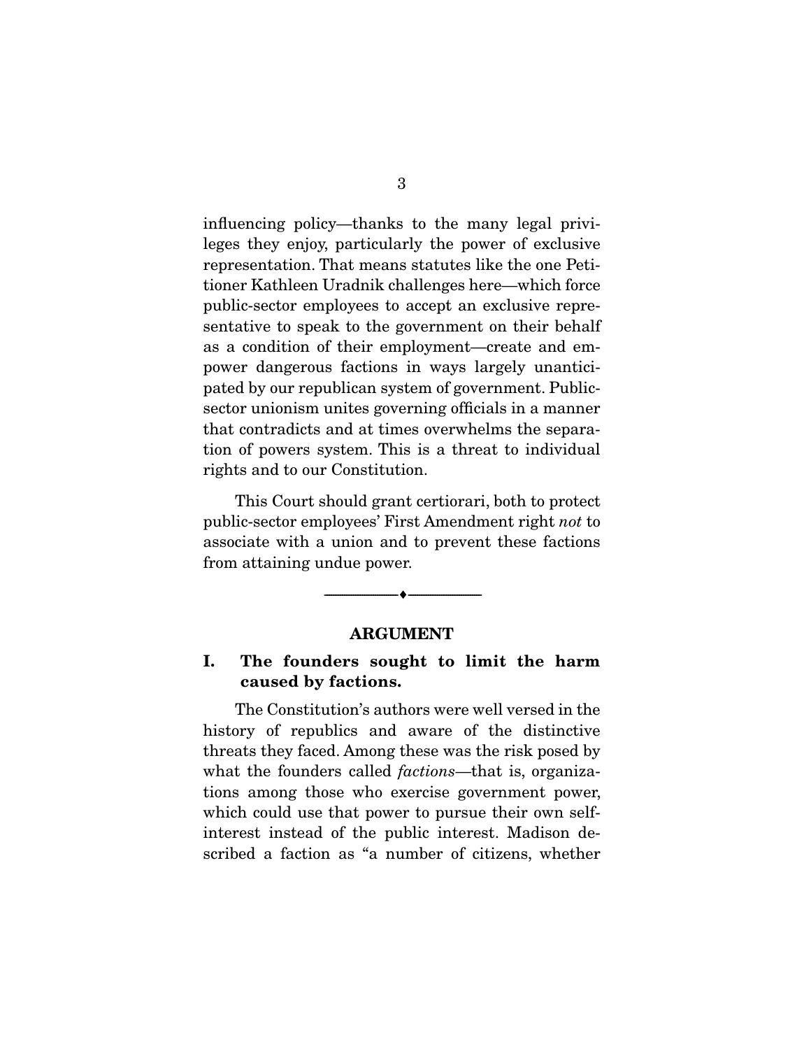influencing policy—thanks to the many legal privileges they enjoy, particularly the power of exclusive representation. That means statutes like the one Petitioner Kathleen Uradnik challenges here—which force public-sector employees to accept an exclusive representative to speak to the government on their behalf as a condition of their employment—create and empower dangerous factions in ways largely unanticipated by our republican system of government. Public-sector unionism unites governing officials in a manner that contradicts and at times overwhelms the separation of powers system. This is a threat to individual rights and to our Constitution.

This Court should grant certiorari, both to protect public-sector employees' First Amendment right *not* to associate with a union and to prevent these factions from attaining undue power.

---

## ARGUMENT

### I. The founders sought to limit the harm caused by factions.

The Constitution's authors were well versed in the history of republics and aware of the distinctive threats they faced. Among these was the risk posed by what the founders called *factions*—that is, organizations among those who exercise government power, which could use that power to pursue their own self-interest instead of the public interest. Madison described a faction as "a number of citizens, whether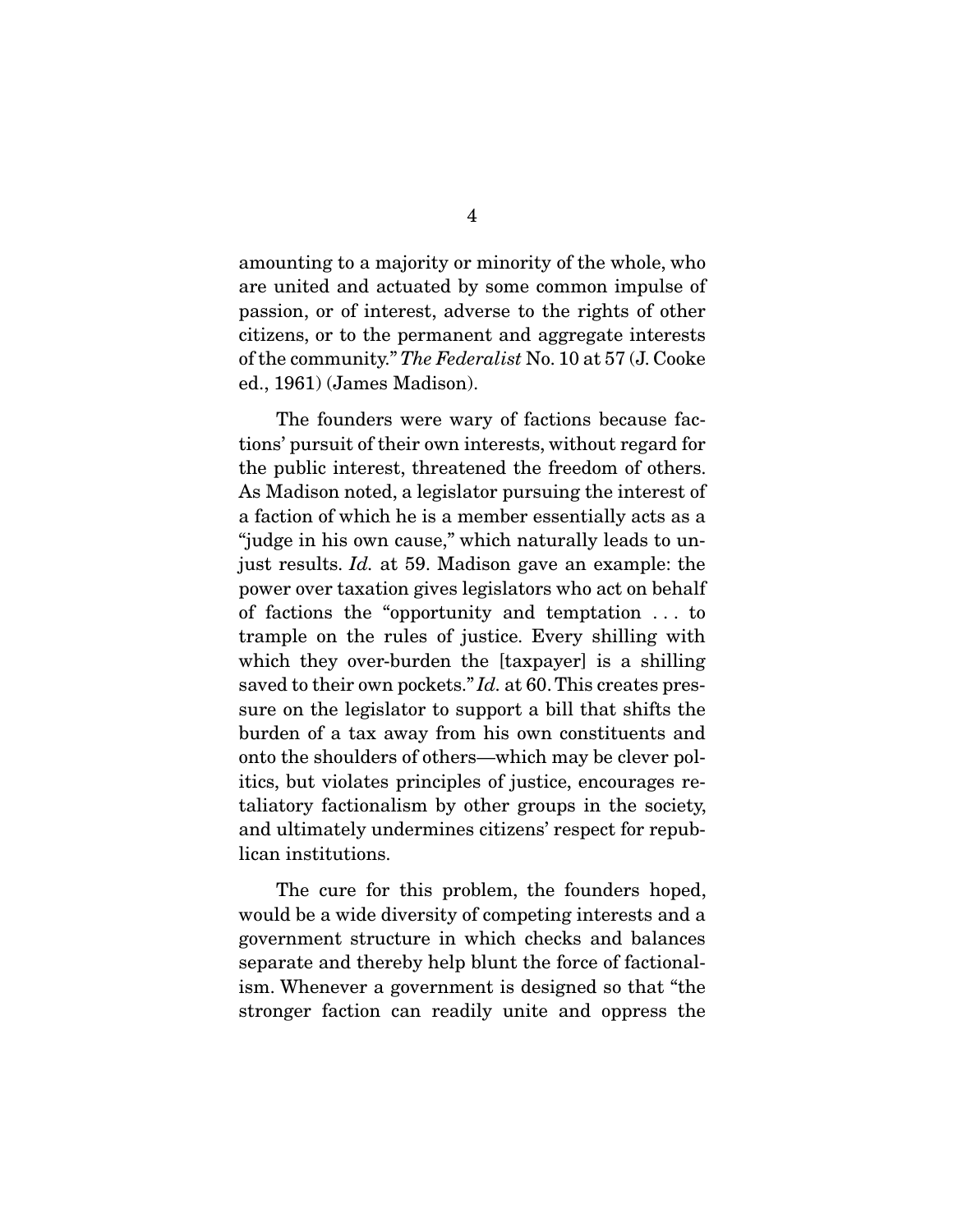amounting to a majority or minority of the whole, who are united and actuated by some common impulse of passion, or of interest, adverse to the rights of other citizens, or to the permanent and aggregate interests of the community." *The Federalist* No. 10 at 57 (J. Cooke ed., 1961) (James Madison).

The founders were wary of factions because factions' pursuit of their own interests, without regard for the public interest, threatened the freedom of others. As Madison noted, a legislator pursuing the interest of a faction of which he is a member essentially acts as a "judge in his own cause," which naturally leads to unjust results. *Id.* at 59. Madison gave an example: the power over taxation gives legislators who act on behalf of factions the "opportunity and temptation . . . to trample on the rules of justice. Every shilling with which they over-burden the [taxpayer] is a shilling saved to their own pockets." *Id.* at 60. This creates pressure on the legislator to support a bill that shifts the burden of a tax away from his own constituents and onto the shoulders of others—which may be clever politics, but violates principles of justice, encourages retaliatory factionalism by other groups in the society, and ultimately undermines citizens' respect for republican institutions.

The cure for this problem, the founders hoped, would be a wide diversity of competing interests and a government structure in which checks and balances separate and thereby help blunt the force of factionalism. Whenever a government is designed so that "the stronger faction can readily unite and oppress the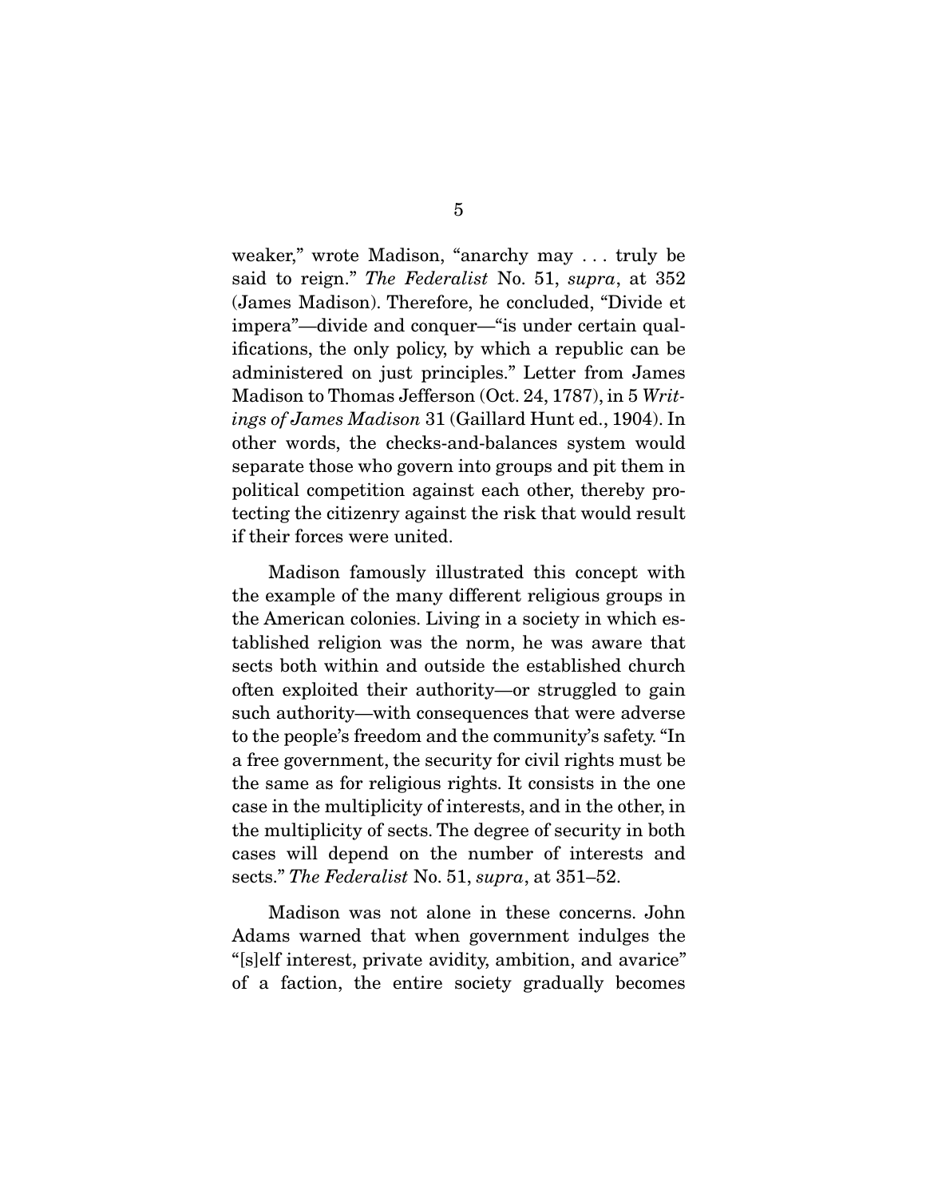weaker," wrote Madison, "anarchy may . . . truly be said to reign." *The Federalist* No. 51, *supra*, at 352 (James Madison). Therefore, he concluded, "Divide et impera"—divide and conquer—"is under certain qualifications, the only policy, by which a republic can be administered on just principles." Letter from James Madison to Thomas Jefferson (Oct. 24, 1787), in 5 *Writings of James Madison* 31 (Gaillard Hunt ed., 1904). In other words, the checks-and-balances system would separate those who govern into groups and pit them in political competition against each other, thereby protecting the citizenry against the risk that would result if their forces were united.

Madison famously illustrated this concept with the example of the many different religious groups in the American colonies. Living in a society in which established religion was the norm, he was aware that sects both within and outside the established church often exploited their authority—or struggled to gain such authority—with consequences that were adverse to the people's freedom and the community's safety. "In a free government, the security for civil rights must be the same as for religious rights. It consists in the one case in the multiplicity of interests, and in the other, in the multiplicity of sects. The degree of security in both cases will depend on the number of interests and sects." *The Federalist* No. 51, *supra*, at 351–52.

Madison was not alone in these concerns. John Adams warned that when government indulges the "[s]elf interest, private avidity, ambition, and avarice" of a faction, the entire society gradually becomes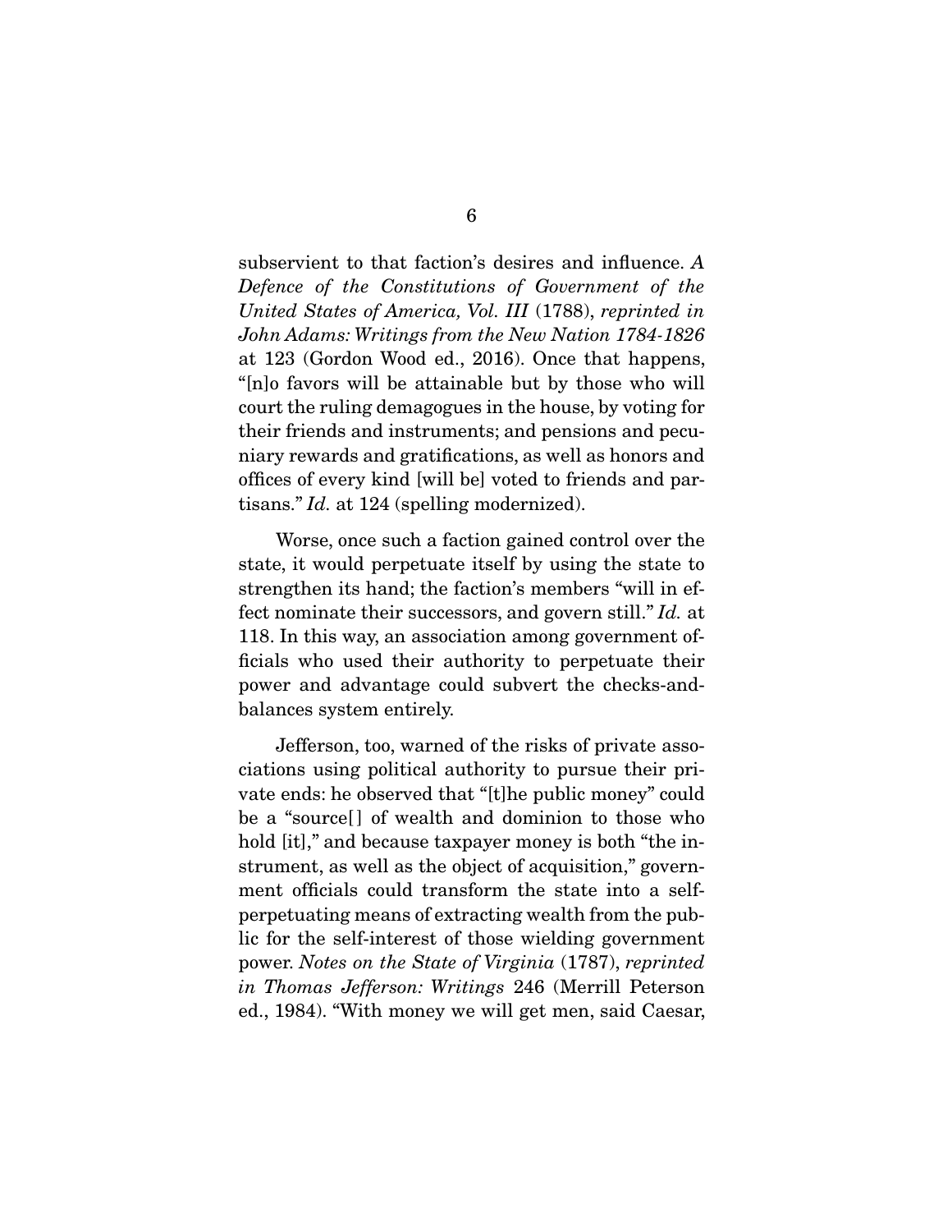subservient to that faction's desires and influence. *A Defence of the Constitutions of Government of the United States of America, Vol. III* (1788), *reprinted in John Adams: Writings from the New Nation 1784-1826* at 123 (Gordon Wood ed., 2016). Once that happens, "[n]o favors will be attainable but by those who will court the ruling demagogues in the house, by voting for their friends and instruments; and pensions and pecuniary rewards and gratifications, as well as honors and offices of every kind [will be] voted to friends and partisans." *Id.* at 124 (spelling modernized).

Worse, once such a faction gained control over the state, it would perpetuate itself by using the state to strengthen its hand; the faction's members "will in effect nominate their successors, and govern still." *Id.* at 118. In this way, an association among government officials who used their authority to perpetuate their power and advantage could subvert the checks-and-balances system entirely.

Jefferson, too, warned of the risks of private associations using political authority to pursue their private ends: he observed that "[t]he public money" could be a "source[] of wealth and dominion to those who hold [it]," and because taxpayer money is both "the instrument, as well as the object of acquisition," government officials could transform the state into a self-perpetuating means of extracting wealth from the public for the self-interest of those wielding government power. *Notes on the State of Virginia* (1787), *reprinted in Thomas Jefferson: Writings* 246 (Merrill Peterson ed., 1984). "With money we will get men, said Caesar,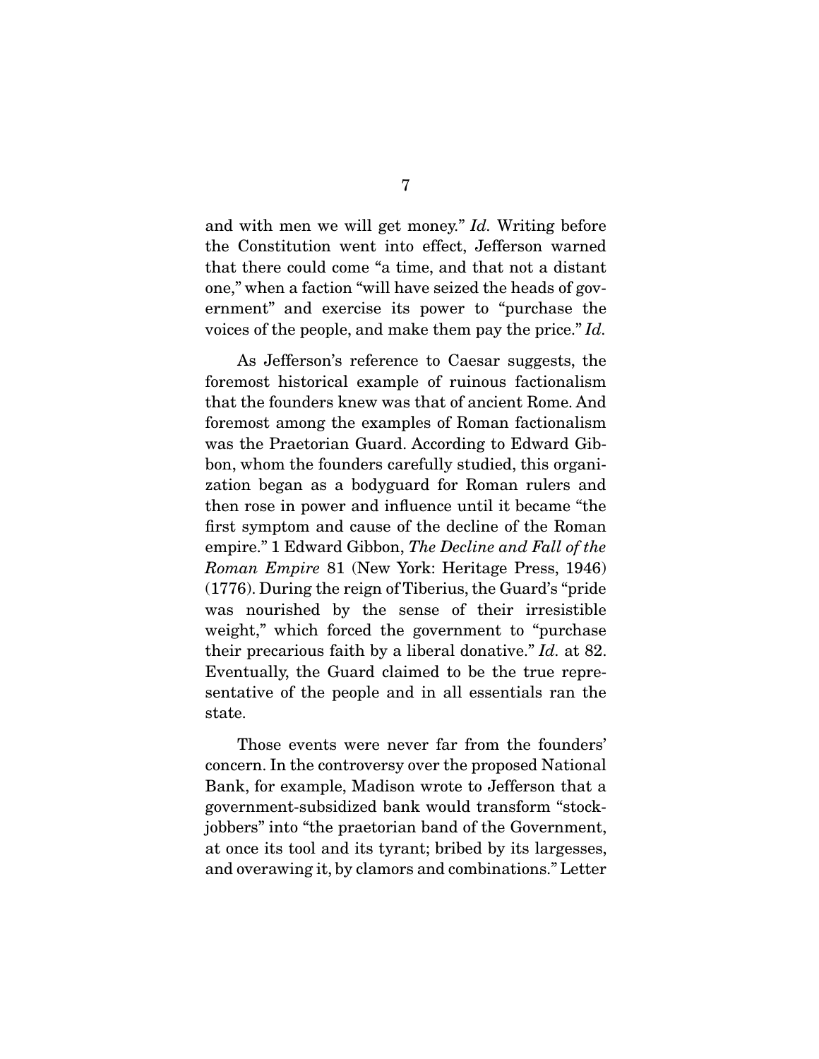and with men we will get money." *Id.* Writing before the Constitution went into effect, Jefferson warned that there could come "a time, and that not a distant one," when a faction "will have seized the heads of government" and exercise its power to "purchase the voices of the people, and make them pay the price." *Id.*

As Jefferson's reference to Caesar suggests, the foremost historical example of ruinous factionalism that the founders knew was that of ancient Rome. And foremost among the examples of Roman factionalism was the Praetorian Guard. According to Edward Gibbon, whom the founders carefully studied, this organization began as a bodyguard for Roman rulers and then rose in power and influence until it became "the first symptom and cause of the decline of the Roman empire." 1 Edward Gibbon, *The Decline and Fall of the Roman Empire* 81 (New York: Heritage Press, 1946) (1776). During the reign of Tiberius, the Guard's "pride was nourished by the sense of their irresistible weight," which forced the government to "purchase their precarious faith by a liberal donative." *Id.* at 82. Eventually, the Guard claimed to be the true representative of the people and in all essentials ran the state.

Those events were never far from the founders' concern. In the controversy over the proposed National Bank, for example, Madison wrote to Jefferson that a government-subsidized bank would transform "stock-jobbers" into "the praetorian band of the Government, at once its tool and its tyrant; bribed by its largesses, and overawing it, by clamors and combinations." Letter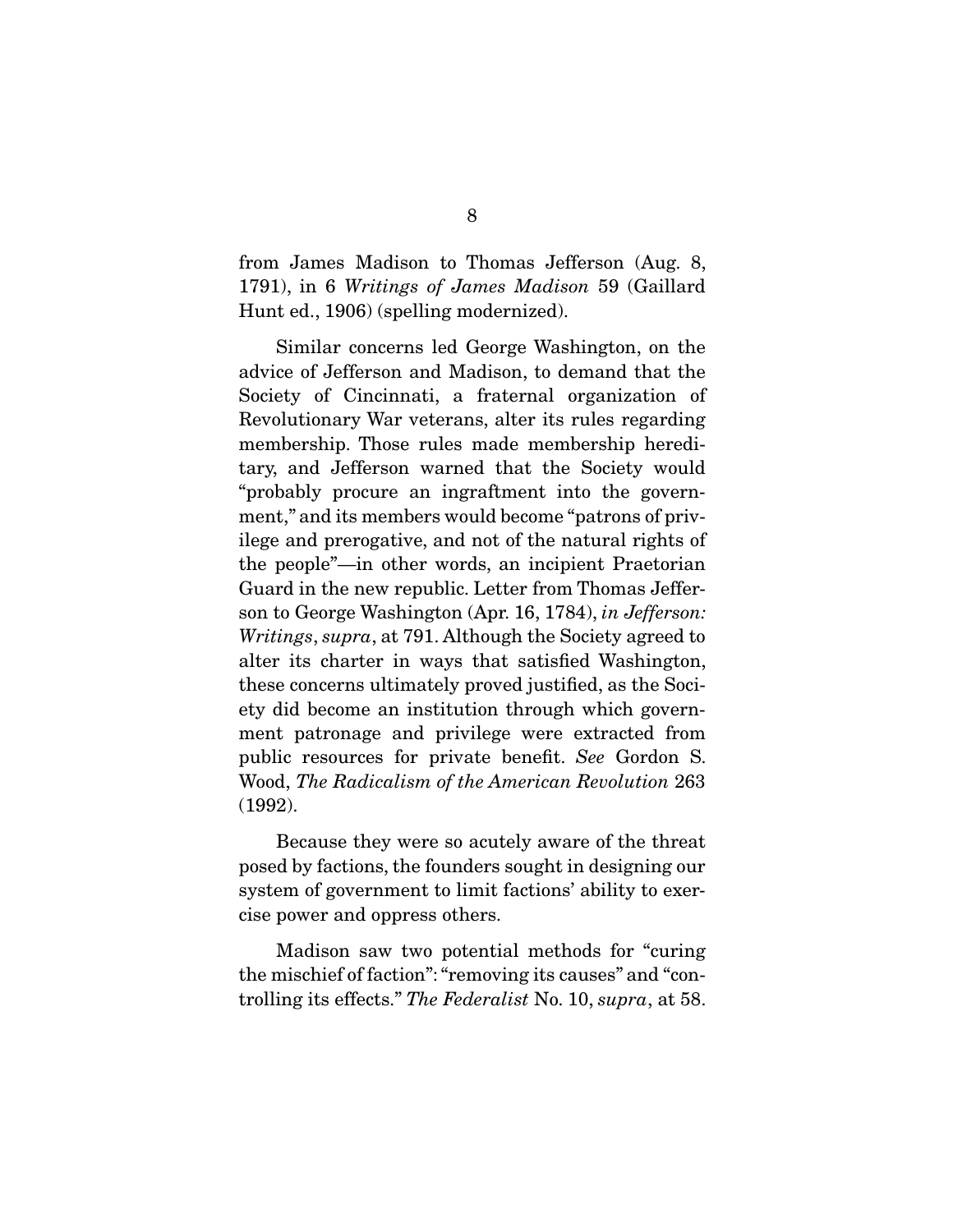from James Madison to Thomas Jefferson (Aug. 8, 1791), in 6 *Writings of James Madison* 59 (Gaillard Hunt ed., 1906) (spelling modernized).

Similar concerns led George Washington, on the advice of Jefferson and Madison, to demand that the Society of Cincinnati, a fraternal organization of Revolutionary War veterans, alter its rules regarding membership. Those rules made membership hereditary, and Jefferson warned that the Society would "probably procure an ingraftment into the government," and its members would become "patrons of privilege and prerogative, and not of the natural rights of the people"—in other words, an incipient Praetorian Guard in the new republic. Letter from Thomas Jefferson to George Washington (Apr. 16, 1784), *in Jefferson: Writings*, *supra*, at 791. Although the Society agreed to alter its charter in ways that satisfied Washington, these concerns ultimately proved justified, as the Society did become an institution through which government patronage and privilege were extracted from public resources for private benefit. *See* Gordon S. Wood, *The Radicalism of the American Revolution* 263 (1992).

Because they were so acutely aware of the threat posed by factions, the founders sought in designing our system of government to limit factions' ability to exercise power and oppress others.

Madison saw two potential methods for "curing the mischief of faction": "removing its causes" and "controlling its effects." *The Federalist* No. 10, *supra*, at 58.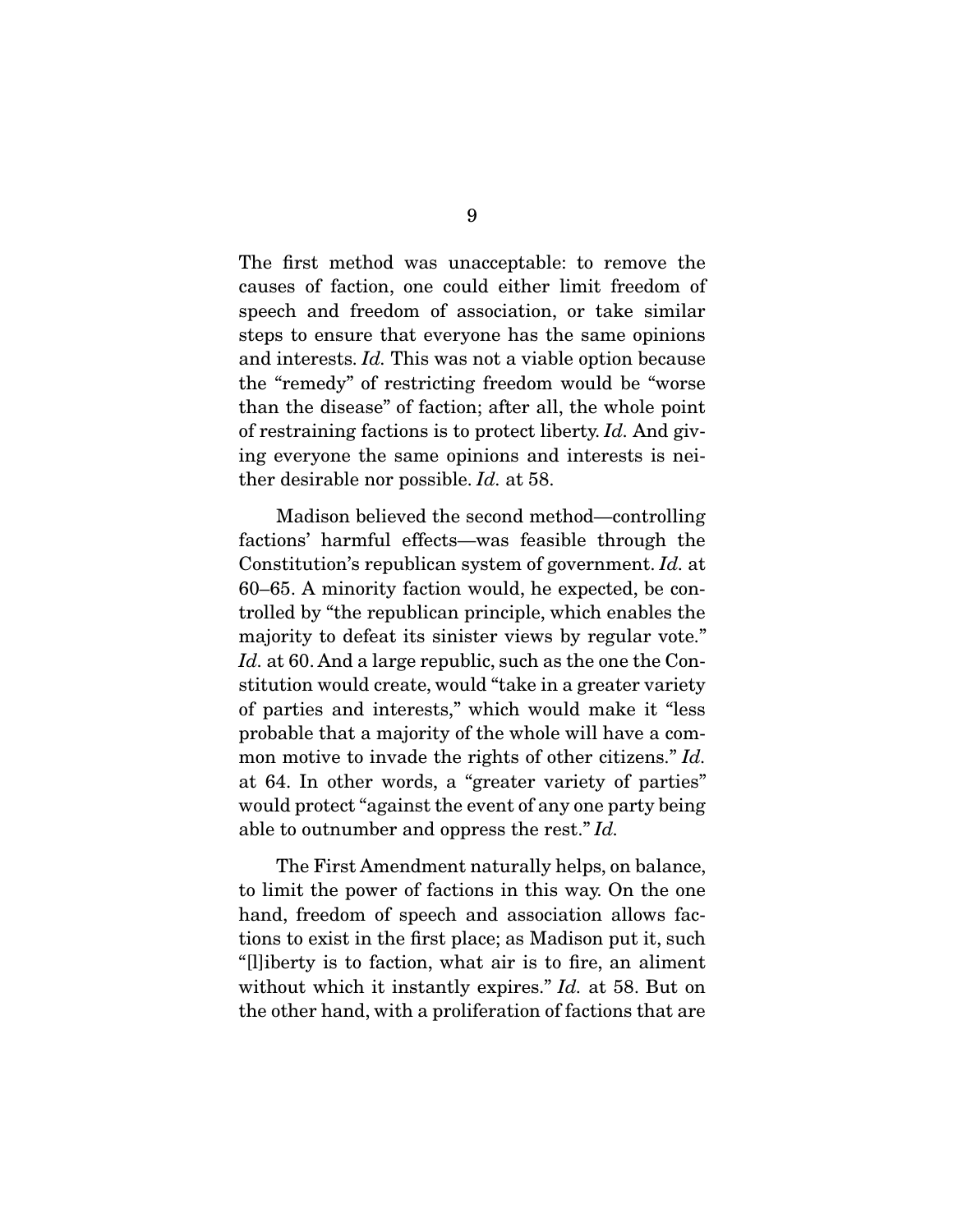The first method was unacceptable: to remove the causes of faction, one could either limit freedom of speech and freedom of association, or take similar steps to ensure that everyone has the same opinions and interests. *Id.* This was not a viable option because the "remedy" of restricting freedom would be "worse than the disease" of faction; after all, the whole point of restraining factions is to protect liberty. *Id.* And giving everyone the same opinions and interests is neither desirable nor possible. *Id.* at 58.

Madison believed the second method—controlling factions' harmful effects—was feasible through the Constitution's republican system of government. *Id.* at 60–65. A minority faction would, he expected, be controlled by "the republican principle, which enables the majority to defeat its sinister views by regular vote." *Id.* at 60. And a large republic, such as the one the Constitution would create, would "take in a greater variety of parties and interests," which would make it "less probable that a majority of the whole will have a common motive to invade the rights of other citizens." *Id.* at 64. In other words, a "greater variety of parties" would protect "against the event of any one party being able to outnumber and oppress the rest." *Id.*

The First Amendment naturally helps, on balance, to limit the power of factions in this way. On the one hand, freedom of speech and association allows factions to exist in the first place; as Madison put it, such "[l]iberty is to faction, what air is to fire, an aliment without which it instantly expires." *Id.* at 58. But on the other hand, with a proliferation of factions that are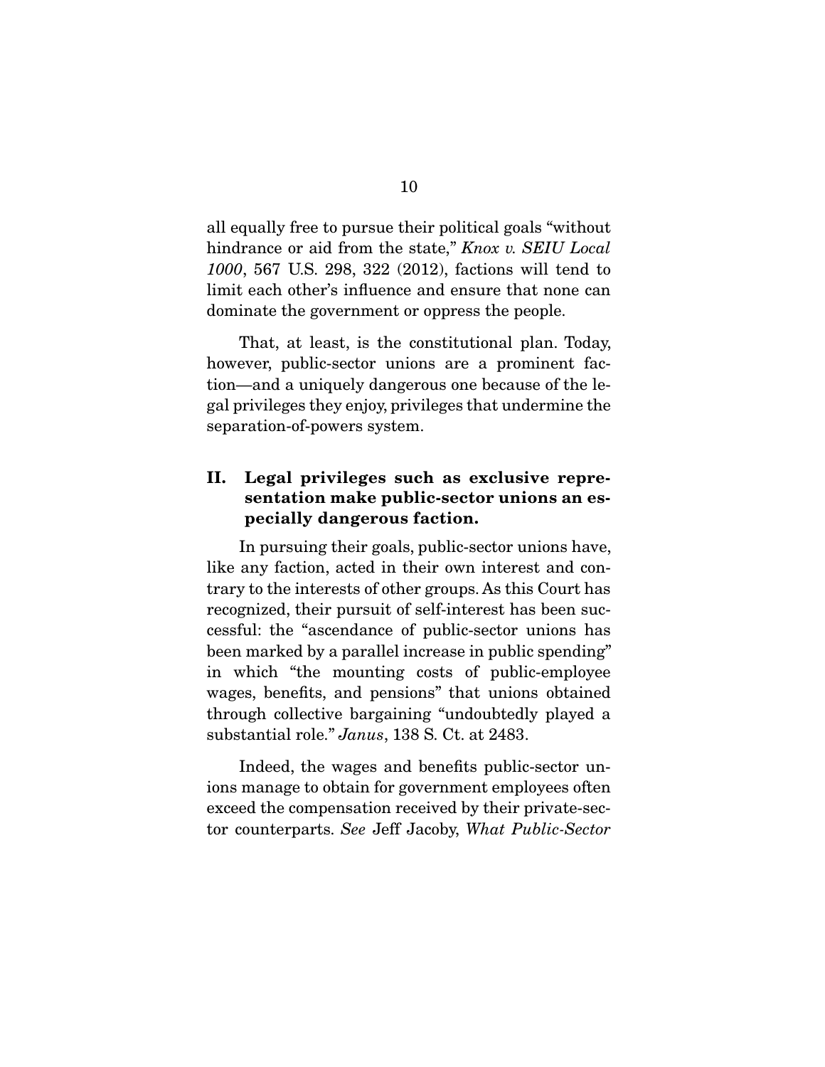all equally free to pursue their political goals "without hindrance or aid from the state," *Knox v. SEIU Local 1000*, 567 U.S. 298, 322 (2012), factions will tend to limit each other's influence and ensure that none can dominate the government or oppress the people.

That, at least, is the constitutional plan. Today, however, public-sector unions are a prominent faction—and a uniquely dangerous one because of the legal privileges they enjoy, privileges that undermine the separation-of-powers system.

## II. Legal privileges such as exclusive representation make public-sector unions an especially dangerous faction.

In pursuing their goals, public-sector unions have, like any faction, acted in their own interest and contrary to the interests of other groups. As this Court has recognized, their pursuit of self-interest has been successful: the "ascendance of public-sector unions has been marked by a parallel increase in public spending" in which "the mounting costs of public-employee wages, benefits, and pensions" that unions obtained through collective bargaining "undoubtedly played a substantial role." *Janus*, 138 S. Ct. at 2483.

Indeed, the wages and benefits public-sector unions manage to obtain for government employees often exceed the compensation received by their private-sector counterparts. *See* Jeff Jacoby, *What Public-Sector*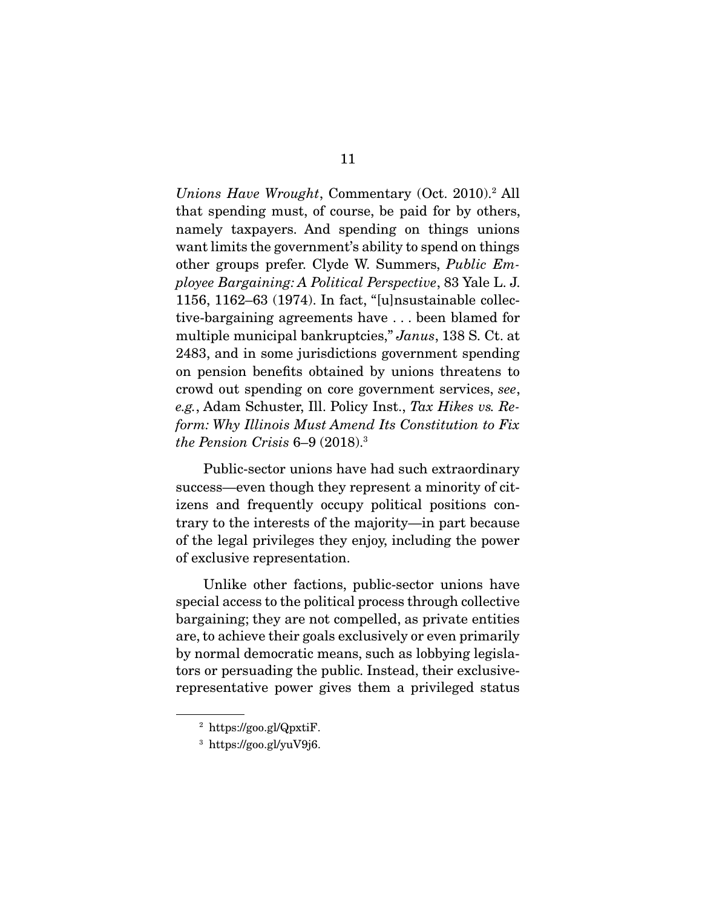*Unions Have Wrought*, Commentary (Oct. 2010).[2] All that spending must, of course, be paid for by others, namely taxpayers. And spending on things unions want limits the government's ability to spend on things other groups prefer. Clyde W. Summers, *Public Employee Bargaining: A Political Perspective*, 83 Yale L. J. 1156, 1162–63 (1974). In fact, "[u]nsustainable collective-bargaining agreements have . . . been blamed for multiple municipal bankruptcies," *Janus*, 138 S. Ct. at 2483, and in some jurisdictions government spending on pension benefits obtained by unions threatens to crowd out spending on core government services, *see*, *e.g.*, Adam Schuster, Ill. Policy Inst., *Tax Hikes vs. Reform: Why Illinois Must Amend Its Constitution to Fix the Pension Crisis* 6–9 (2018).[3]

Public-sector unions have had such extraordinary success—even though they represent a minority of citizens and frequently occupy political positions contrary to the interests of the majority—in part because of the legal privileges they enjoy, including the power of exclusive representation.

Unlike other factions, public-sector unions have special access to the political process through collective bargaining; they are not compelled, as private entities are, to achieve their goals exclusively or even primarily by normal democratic means, such as lobbying legislators or persuading the public. Instead, their exclusive-representative power gives them a privileged status

---

[2] https://goo.gl/QpxtiF.

[3] https://goo.gl/yuV9j6.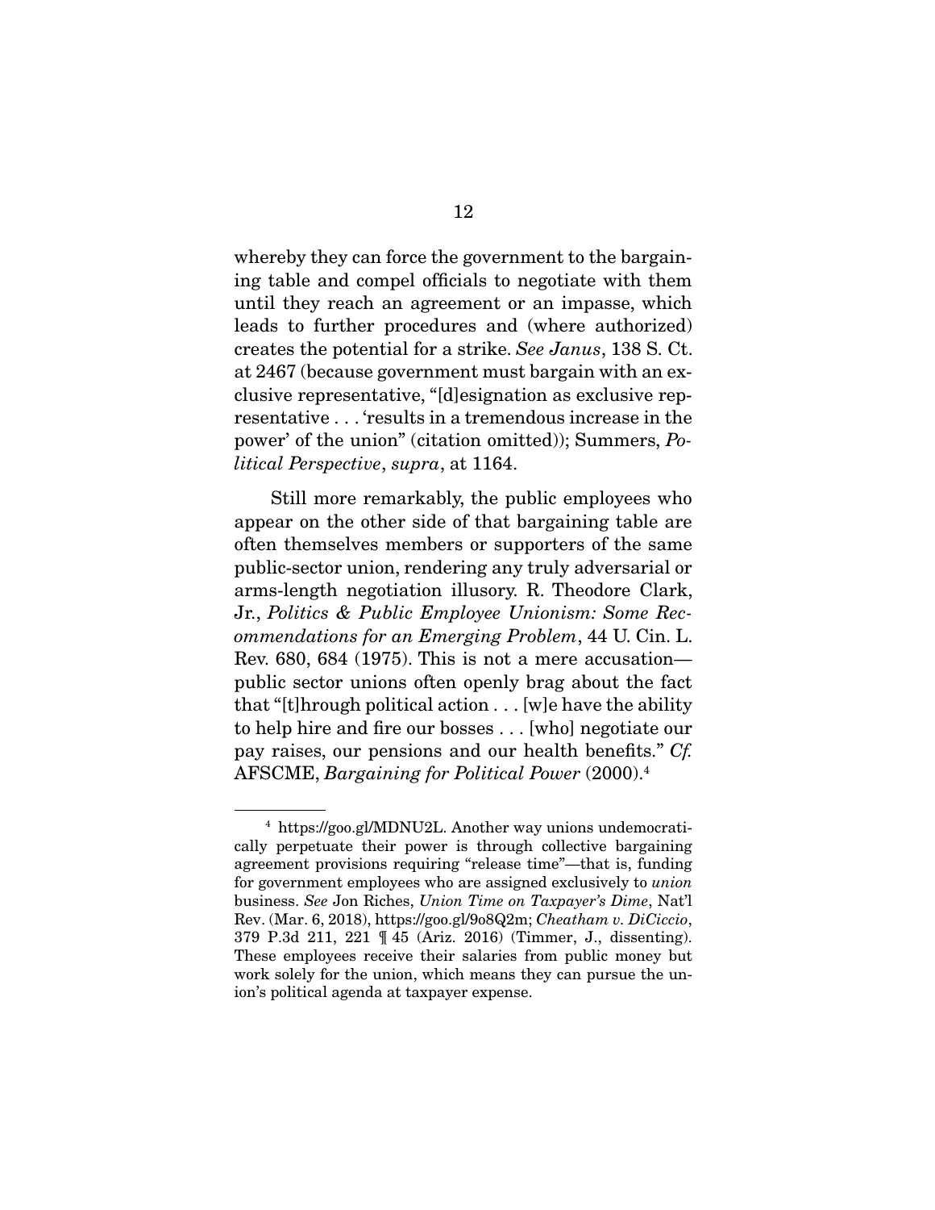whereby they can force the government to the bargaining table and compel officials to negotiate with them until they reach an agreement or an impasse, which leads to further procedures and (where authorized) creates the potential for a strike. *See Janus*, 138 S. Ct. at 2467 (because government must bargain with an exclusive representative, "[d]esignation as exclusive representative . . . 'results in a tremendous increase in the power' of the union" (citation omitted)); Summers, *Political Perspective*, *supra*, at 1164.

Still more remarkably, the public employees who appear on the other side of that bargaining table are often themselves members or supporters of the same public-sector union, rendering any truly adversarial or arms-length negotiation illusory. R. Theodore Clark, Jr., *Politics & Public Employee Unionism: Some Recommendations for an Emerging Problem*, 44 U. Cin. L. Rev. 680, 684 (1975). This is not a mere accusation—public sector unions often openly brag about the fact that "[t]hrough political action . . . [w]e have the ability to help hire and fire our bosses . . . [who] negotiate our pay raises, our pensions and our health benefits." *Cf.* AFSCME, *Bargaining for Political Power* (2000).[4]

---

[4] https://goo.gl/MDNU2L. Another way unions undemocratically perpetuate their power is through collective bargaining agreement provisions requiring "release time"—that is, funding for government employees who are assigned exclusively to *union* business. *See* Jon Riches, *Union Time on Taxpayer's Dime*, Nat'l Rev. (Mar. 6, 2018), https://goo.gl/9o8Q2m; *Cheatham v. DiCiccio*, 379 P.3d 211, 221 ¶ 45 (Ariz. 2016) (Timmer, J., dissenting). These employees receive their salaries from public money but work solely for the union, which means they can pursue the union's political agenda at taxpayer expense.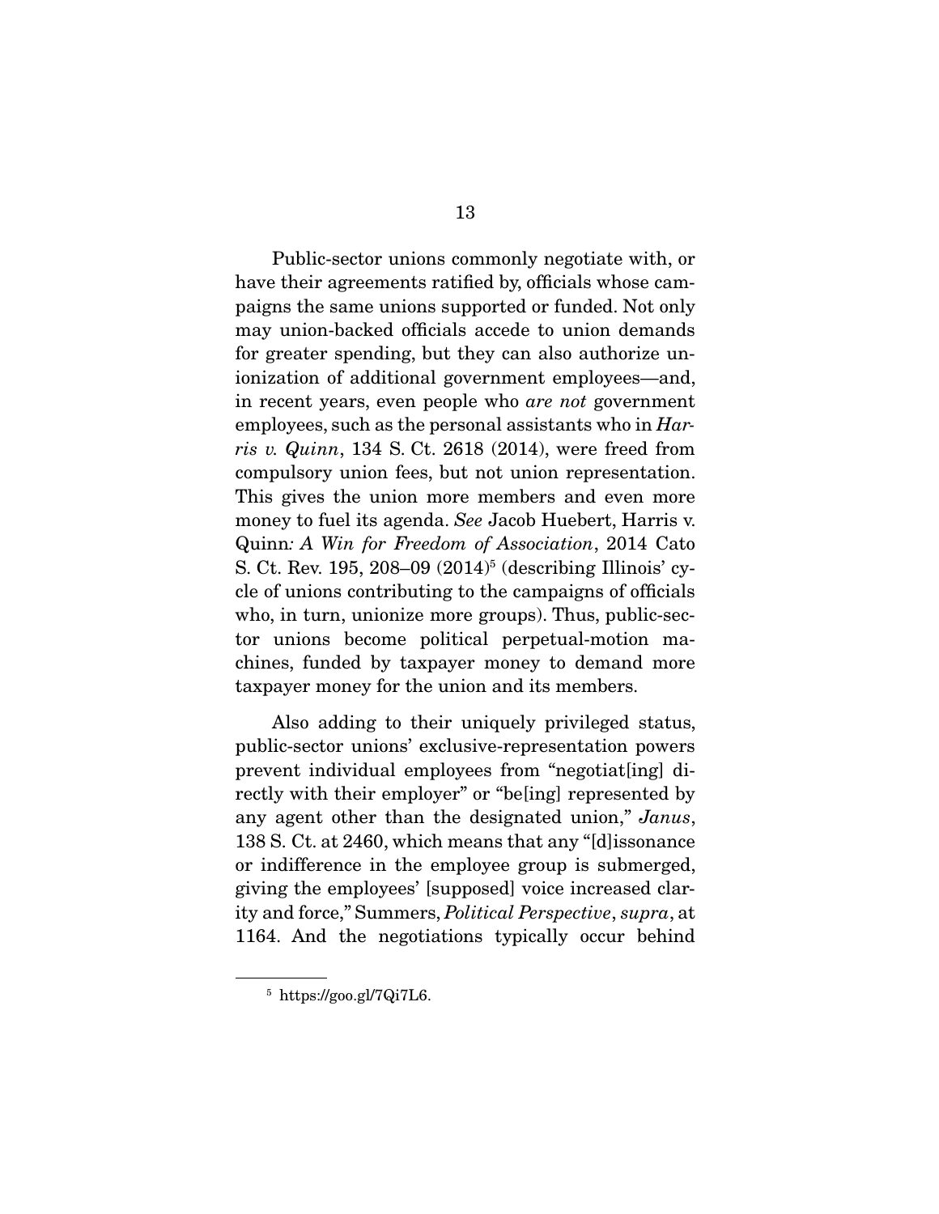Public-sector unions commonly negotiate with, or have their agreements ratified by, officials whose campaigns the same unions supported or funded. Not only may union-backed officials accede to union demands for greater spending, but they can also authorize unionization of additional government employees—and, in recent years, even people who *are not* government employees, such as the personal assistants who in *Harris v. Quinn*, 134 S. Ct. 2618 (2014), were freed from compulsory union fees, but not union representation. This gives the union more members and even more money to fuel its agenda. *See* Jacob Huebert, Harris v. Quinn*: A Win for Freedom of Association*, 2014 Cato S. Ct. Rev. 195, 208–09 (2014)[5] (describing Illinois' cycle of unions contributing to the campaigns of officials who, in turn, unionize more groups). Thus, public-sector unions become political perpetual-motion machines, funded by taxpayer money to demand more taxpayer money for the union and its members.

Also adding to their uniquely privileged status, public-sector unions' exclusive-representation powers prevent individual employees from "negotiat[ing] directly with their employer" or "be[ing] represented by any agent other than the designated union," *Janus*, 138 S. Ct. at 2460, which means that any "[d]issonance or indifference in the employee group is submerged, giving the employees' [supposed] voice increased clarity and force," Summers, *Political Perspective*, *supra*, at 1164. And the negotiations typically occur behind

[5] https://goo.gl/7Qi7L6.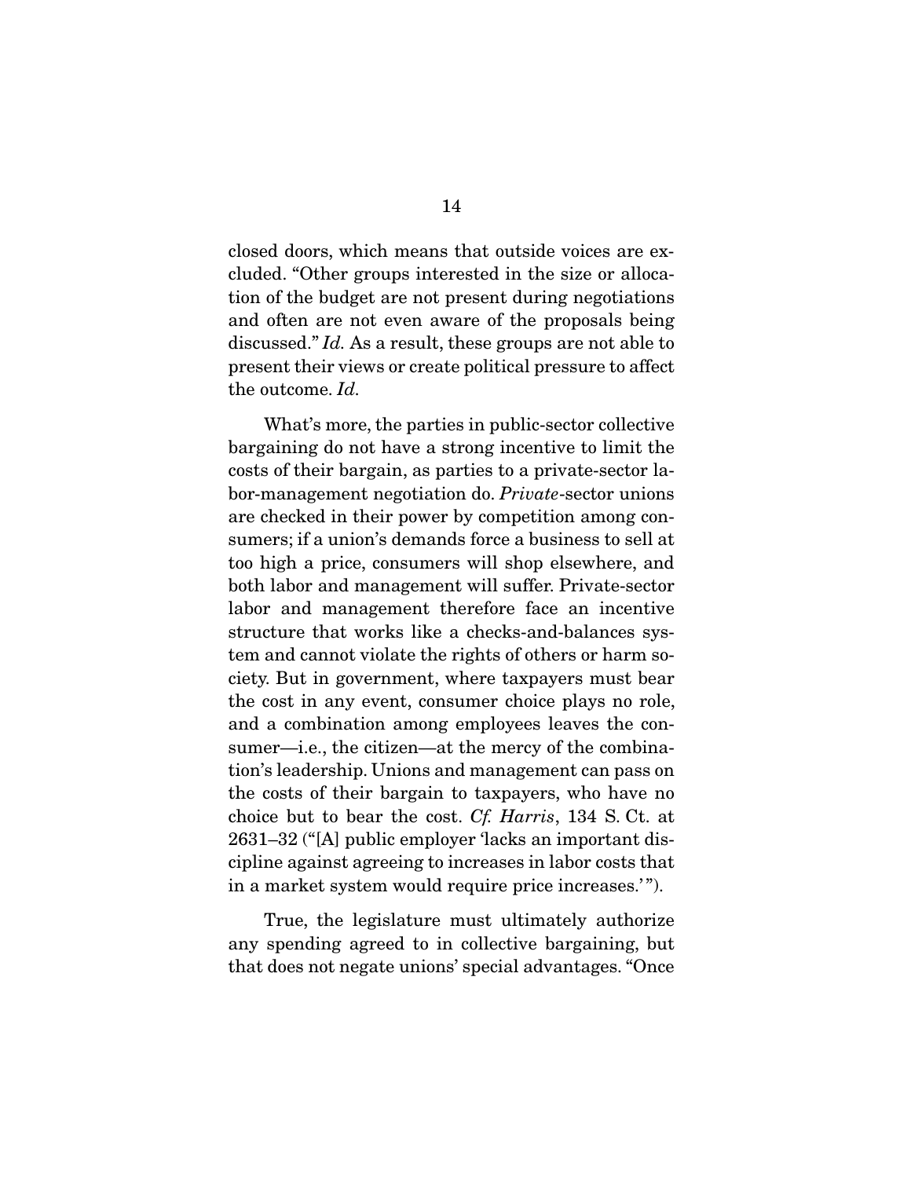closed doors, which means that outside voices are excluded. "Other groups interested in the size or allocation of the budget are not present during negotiations and often are not even aware of the proposals being discussed." *Id.* As a result, these groups are not able to present their views or create political pressure to affect the outcome. *Id.*

What's more, the parties in public-sector collective bargaining do not have a strong incentive to limit the costs of their bargain, as parties to a private-sector labor-management negotiation do. *Private*-sector unions are checked in their power by competition among consumers; if a union's demands force a business to sell at too high a price, consumers will shop elsewhere, and both labor and management will suffer. Private-sector labor and management therefore face an incentive structure that works like a checks-and-balances system and cannot violate the rights of others or harm society. But in government, where taxpayers must bear the cost in any event, consumer choice plays no role, and a combination among employees leaves the consumer—i.e., the citizen—at the mercy of the combination's leadership. Unions and management can pass on the costs of their bargain to taxpayers, who have no choice but to bear the cost. *Cf. Harris*, 134 S. Ct. at 2631–32 ("[A] public employer 'lacks an important discipline against agreeing to increases in labor costs that in a market system would require price increases.'").

True, the legislature must ultimately authorize any spending agreed to in collective bargaining, but that does not negate unions' special advantages. "Once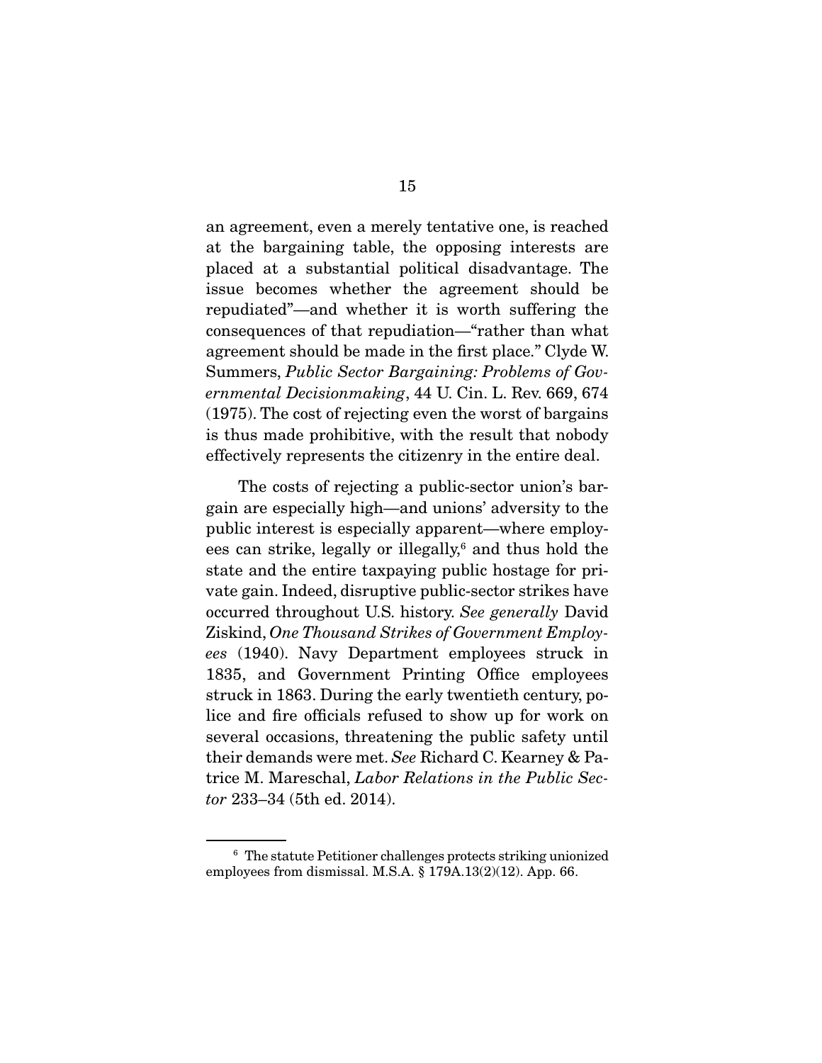an agreement, even a merely tentative one, is reached at the bargaining table, the opposing interests are placed at a substantial political disadvantage. The issue becomes whether the agreement should be repudiated"—and whether it is worth suffering the consequences of that repudiation—"rather than what agreement should be made in the first place." Clyde W. Summers, *Public Sector Bargaining: Problems of Governmental Decisionmaking*, 44 U. Cin. L. Rev. 669, 674 (1975). The cost of rejecting even the worst of bargains is thus made prohibitive, with the result that nobody effectively represents the citizenry in the entire deal.

The costs of rejecting a public-sector union's bargain are especially high—and unions' adversity to the public interest is especially apparent—where employees can strike, legally or illegally,[6] and thus hold the state and the entire taxpaying public hostage for private gain. Indeed, disruptive public-sector strikes have occurred throughout U.S. history. *See generally* David Ziskind, *One Thousand Strikes of Government Employees* (1940). Navy Department employees struck in 1835, and Government Printing Office employees struck in 1863. During the early twentieth century, police and fire officials refused to show up for work on several occasions, threatening the public safety until their demands were met. *See* Richard C. Kearney & Patrice M. Mareschal, *Labor Relations in the Public Sector* 233–34 (5th ed. 2014).

[6] The statute Petitioner challenges protects striking unionized employees from dismissal. M.S.A. § 179A.13(2)(12). App. 66.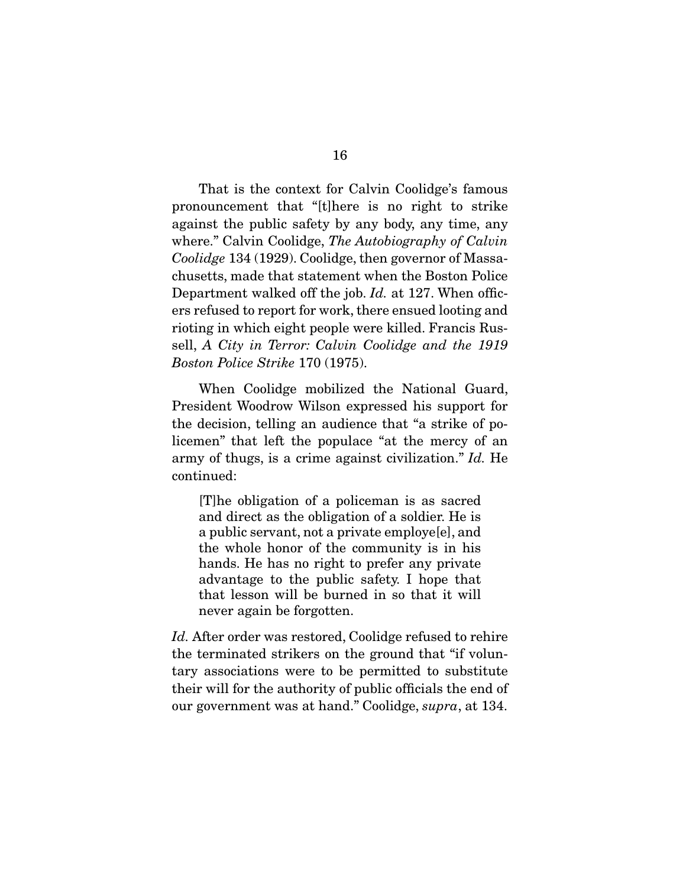That is the context for Calvin Coolidge's famous pronouncement that "[t]here is no right to strike against the public safety by any body, any time, any where." Calvin Coolidge, *The Autobiography of Calvin Coolidge* 134 (1929). Coolidge, then governor of Massachusetts, made that statement when the Boston Police Department walked off the job. *Id.* at 127. When officers refused to report for work, there ensued looting and rioting in which eight people were killed. Francis Russell, *A City in Terror: Calvin Coolidge and the 1919 Boston Police Strike* 170 (1975).

When Coolidge mobilized the National Guard, President Woodrow Wilson expressed his support for the decision, telling an audience that "a strike of policemen" that left the populace "at the mercy of an army of thugs, is a crime against civilization." *Id.* He continued:

> [T]he obligation of a policeman is as sacred and direct as the obligation of a soldier. He is a public servant, not a private employe[e], and the whole honor of the community is in his hands. He has no right to prefer any private advantage to the public safety. I hope that that lesson will be burned in so that it will never again be forgotten.

*Id.* After order was restored, Coolidge refused to rehire the terminated strikers on the ground that "if voluntary associations were to be permitted to substitute their will for the authority of public officials the end of our government was at hand." Coolidge, *supra*, at 134.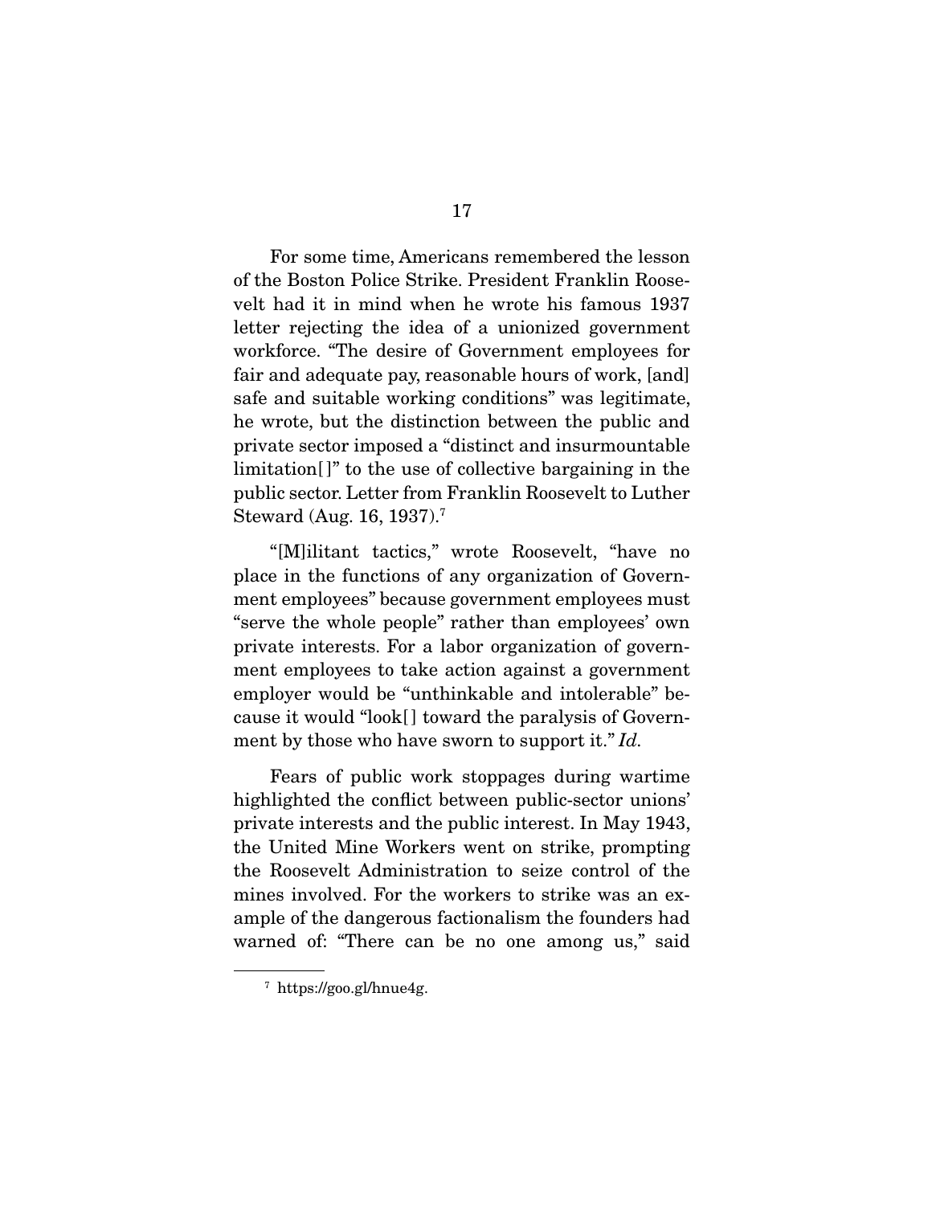For some time, Americans remembered the lesson of the Boston Police Strike. President Franklin Roosevelt had it in mind when he wrote his famous 1937 letter rejecting the idea of a unionized government workforce. "The desire of Government employees for fair and adequate pay, reasonable hours of work, [and] safe and suitable working conditions" was legitimate, he wrote, but the distinction between the public and private sector imposed a "distinct and insurmountable limitation[ ]" to the use of collective bargaining in the public sector. Letter from Franklin Roosevelt to Luther Steward (Aug. 16, 1937).[7]

"[M]ilitant tactics," wrote Roosevelt, "have no place in the functions of any organization of Government employees" because government employees must "serve the whole people" rather than employees' own private interests. For a labor organization of government employees to take action against a government employer would be "unthinkable and intolerable" because it would "look[ ] toward the paralysis of Government by those who have sworn to support it." *Id.*

Fears of public work stoppages during wartime highlighted the conflict between public-sector unions' private interests and the public interest. In May 1943, the United Mine Workers went on strike, prompting the Roosevelt Administration to seize control of the mines involved. For the workers to strike was an example of the dangerous factionalism the founders had warned of: "There can be no one among us," said

---

[7] https://goo.gl/hnue4g.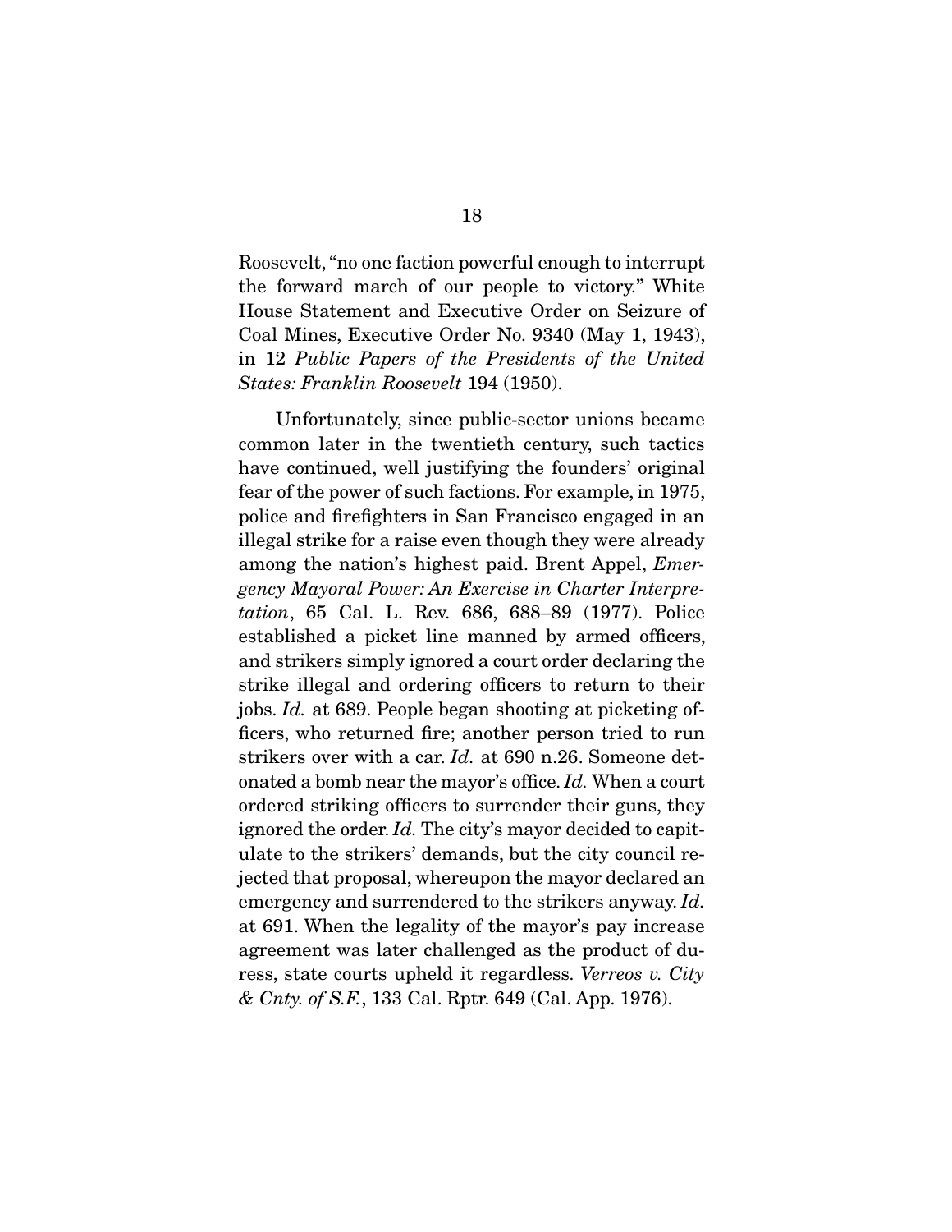Roosevelt, "no one faction powerful enough to interrupt the forward march of our people to victory." White House Statement and Executive Order on Seizure of Coal Mines, Executive Order No. 9340 (May 1, 1943), in 12 *Public Papers of the Presidents of the United States: Franklin Roosevelt* 194 (1950).

Unfortunately, since public-sector unions became common later in the twentieth century, such tactics have continued, well justifying the founders' original fear of the power of such factions. For example, in 1975, police and firefighters in San Francisco engaged in an illegal strike for a raise even though they were already among the nation's highest paid. Brent Appel, *Emergency Mayoral Power: An Exercise in Charter Interpretation*, 65 Cal. L. Rev. 686, 688–89 (1977). Police established a picket line manned by armed officers, and strikers simply ignored a court order declaring the strike illegal and ordering officers to return to their jobs. *Id.* at 689. People began shooting at picketing officers, who returned fire; another person tried to run strikers over with a car. *Id.* at 690 n.26. Someone detonated a bomb near the mayor's office. *Id.* When a court ordered striking officers to surrender their guns, they ignored the order. *Id.* The city's mayor decided to capitulate to the strikers' demands, but the city council rejected that proposal, whereupon the mayor declared an emergency and surrendered to the strikers anyway. *Id.* at 691. When the legality of the mayor's pay increase agreement was later challenged as the product of duress, state courts upheld it regardless. *Verreos v. City & Cnty. of S.F.*, 133 Cal. Rptr. 649 (Cal. App. 1976).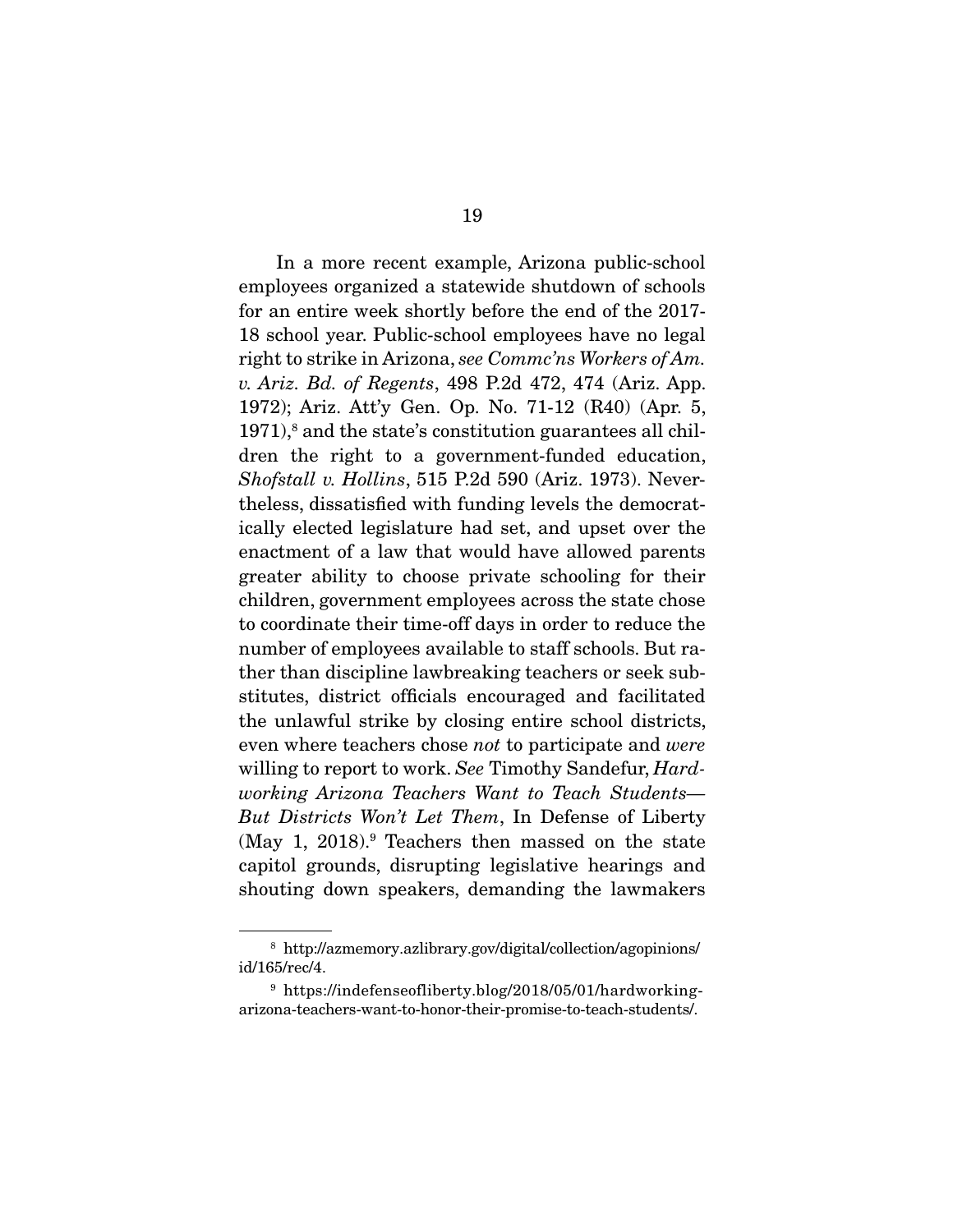In a more recent example, Arizona public-school employees organized a statewide shutdown of schools for an entire week shortly before the end of the 2017-18 school year. Public-school employees have no legal right to strike in Arizona, *see Commc'ns Workers of Am. v. Ariz. Bd. of Regents*, 498 P.2d 472, 474 (Ariz. App. 1972); Ariz. Att'y Gen. Op. No. 71-12 (R40) (Apr. 5, 1971),[8] and the state's constitution guarantees all children the right to a government-funded education, *Shofstall v. Hollins*, 515 P.2d 590 (Ariz. 1973). Nevertheless, dissatisfied with funding levels the democratically elected legislature had set, and upset over the enactment of a law that would have allowed parents greater ability to choose private schooling for their children, government employees across the state chose to coordinate their time-off days in order to reduce the number of employees available to staff schools. But rather than discipline lawbreaking teachers or seek substitutes, district officials encouraged and facilitated the unlawful strike by closing entire school districts, even where teachers chose *not* to participate and *were* willing to report to work. *See* Timothy Sandefur, *Hardworking Arizona Teachers Want to Teach Students—But Districts Won't Let Them*, In Defense of Liberty (May 1, 2018).[9] Teachers then massed on the state capitol grounds, disrupting legislative hearings and shouting down speakers, demanding the lawmakers

---

[8] http://azmemory.azlibrary.gov/digital/collection/agopinions/id/165/rec/4.

[9] https://indefenseofliberty.blog/2018/05/01/hardworking-arizona-teachers-want-to-honor-their-promise-to-teach-students/.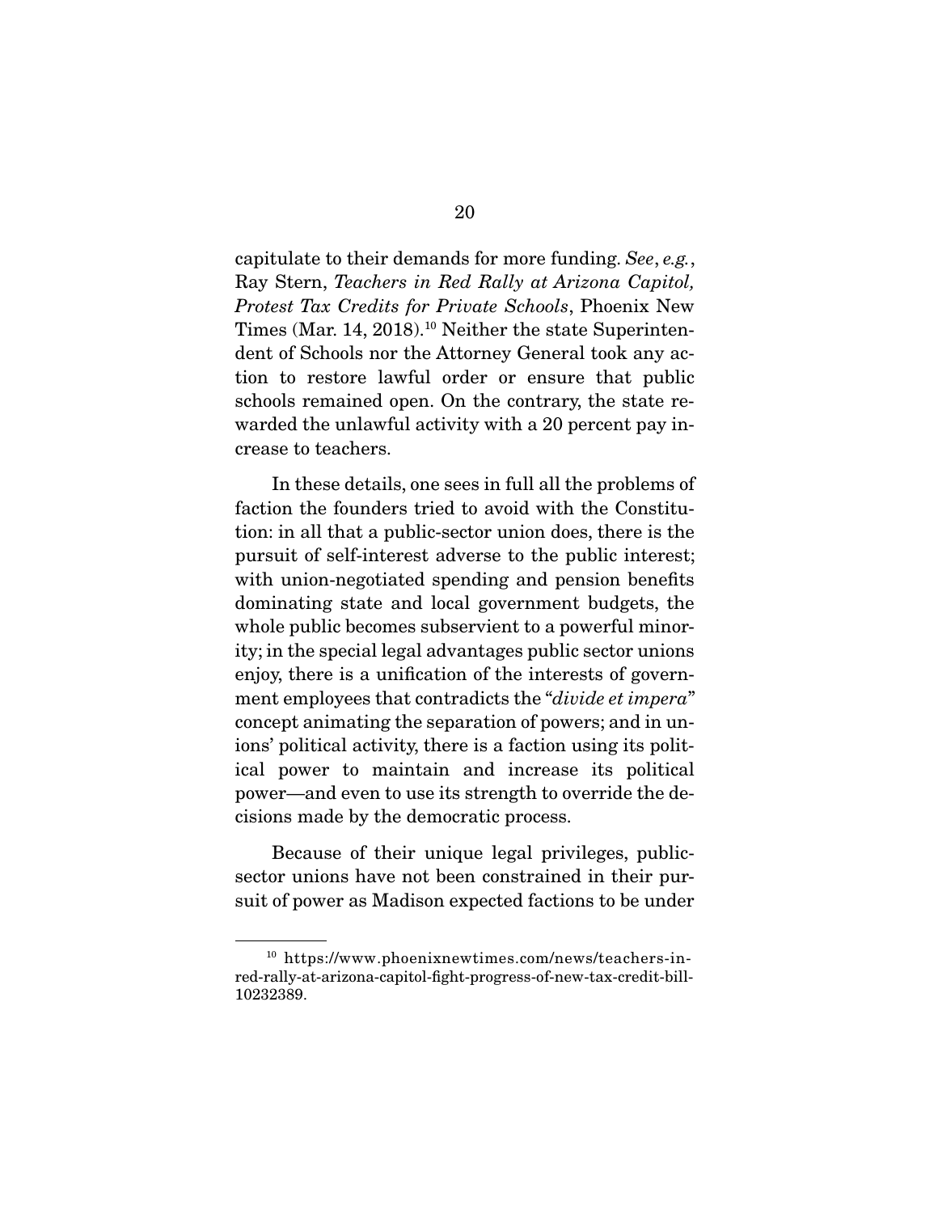capitulate to their demands for more funding. *See*, *e.g.*, Ray Stern, *Teachers in Red Rally at Arizona Capitol, Protest Tax Credits for Private Schools*, Phoenix New Times (Mar. 14, 2018).[10] Neither the state Superintendent of Schools nor the Attorney General took any action to restore lawful order or ensure that public schools remained open. On the contrary, the state rewarded the unlawful activity with a 20 percent pay increase to teachers.

In these details, one sees in full all the problems of faction the founders tried to avoid with the Constitution: in all that a public-sector union does, there is the pursuit of self-interest adverse to the public interest; with union-negotiated spending and pension benefits dominating state and local government budgets, the whole public becomes subservient to a powerful minority; in the special legal advantages public sector unions enjoy, there is a unification of the interests of government employees that contradicts the "*divide et impera*" concept animating the separation of powers; and in unions' political activity, there is a faction using its political power to maintain and increase its political power—and even to use its strength to override the decisions made by the democratic process.

Because of their unique legal privileges, public-sector unions have not been constrained in their pursuit of power as Madison expected factions to be under

---

[10] https://www.phoenixnewtimes.com/news/teachers-in-red-rally-at-arizona-capitol-fight-progress-of-new-tax-credit-bill-10232389.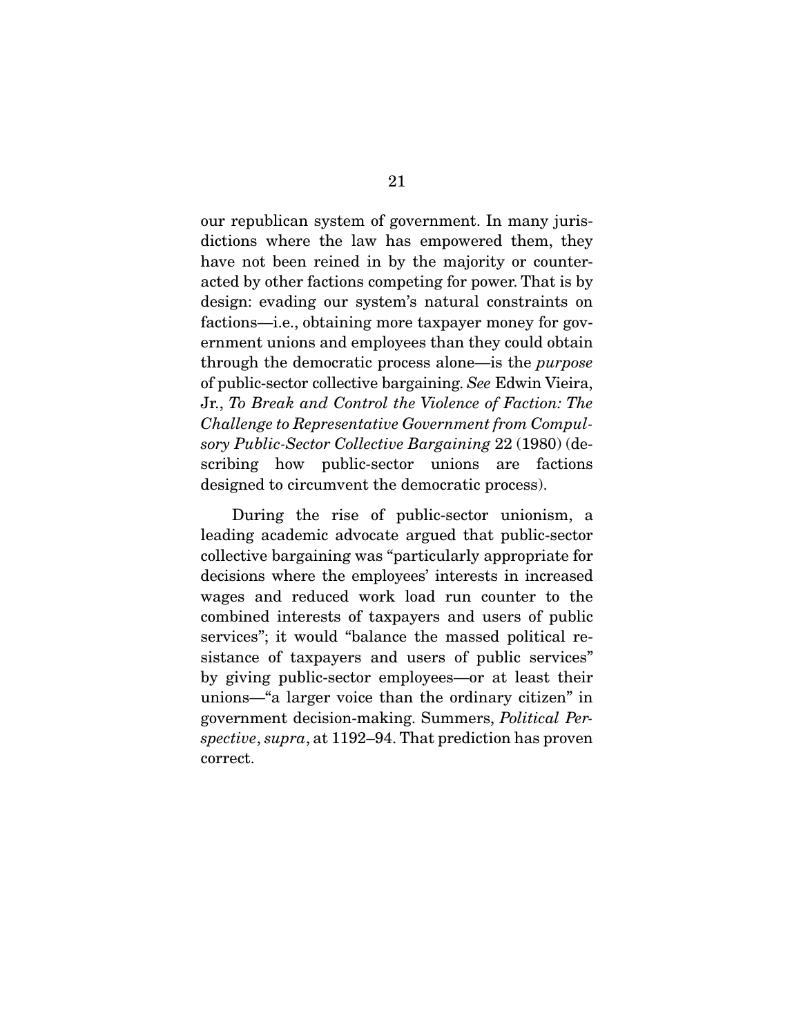our republican system of government. In many jurisdictions where the law has empowered them, they have not been reined in by the majority or counteracted by other factions competing for power. That is by design: evading our system's natural constraints on factions—i.e., obtaining more taxpayer money for government unions and employees than they could obtain through the democratic process alone—is the *purpose* of public-sector collective bargaining. *See* Edwin Vieira, Jr., *To Break and Control the Violence of Faction: The Challenge to Representative Government from Compulsory Public-Sector Collective Bargaining* 22 (1980) (describing how public-sector unions are factions designed to circumvent the democratic process).

During the rise of public-sector unionism, a leading academic advocate argued that public-sector collective bargaining was "particularly appropriate for decisions where the employees' interests in increased wages and reduced work load run counter to the combined interests of taxpayers and users of public services"; it would "balance the massed political resistance of taxpayers and users of public services" by giving public-sector employees—or at least their unions—"a larger voice than the ordinary citizen" in government decision-making. Summers, *Political Perspective*, *supra*, at 1192–94. That prediction has proven correct.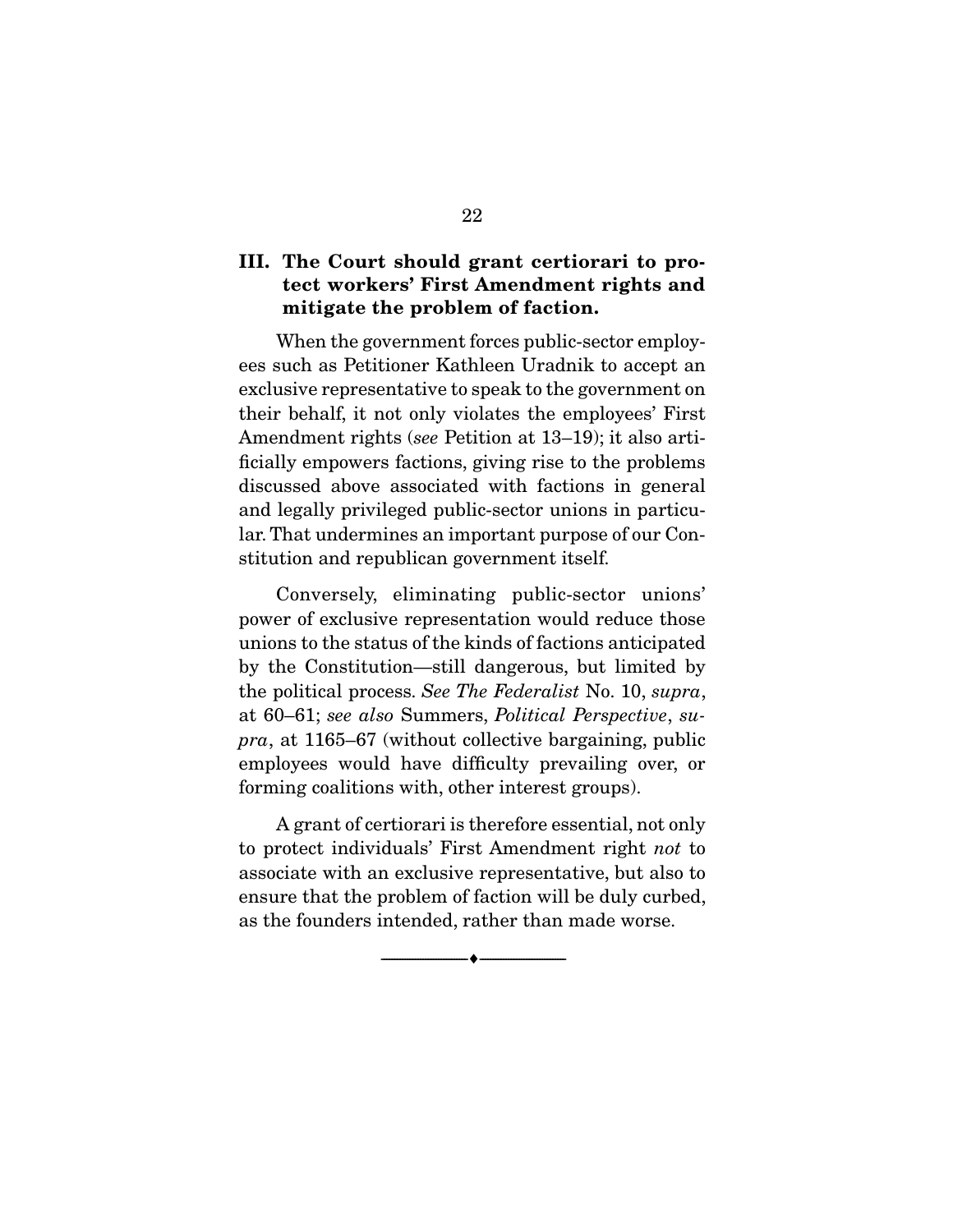## III. The Court should grant certiorari to protect workers' First Amendment rights and mitigate the problem of faction.

When the government forces public-sector employees such as Petitioner Kathleen Uradnik to accept an exclusive representative to speak to the government on their behalf, it not only violates the employees' First Amendment rights (*see* Petition at 13–19); it also artificially empowers factions, giving rise to the problems discussed above associated with factions in general and legally privileged public-sector unions in particular. That undermines an important purpose of our Constitution and republican government itself.

Conversely, eliminating public-sector unions' power of exclusive representation would reduce those unions to the status of the kinds of factions anticipated by the Constitution—still dangerous, but limited by the political process. *See The Federalist* No. 10, *supra*, at 60–61; *see also* Summers, *Political Perspective*, *supra*, at 1165–67 (without collective bargaining, public employees would have difficulty prevailing over, or forming coalitions with, other interest groups).

A grant of certiorari is therefore essential, not only to protect individuals' First Amendment right *not* to associate with an exclusive representative, but also to ensure that the problem of faction will be duly curbed, as the founders intended, rather than made worse.

---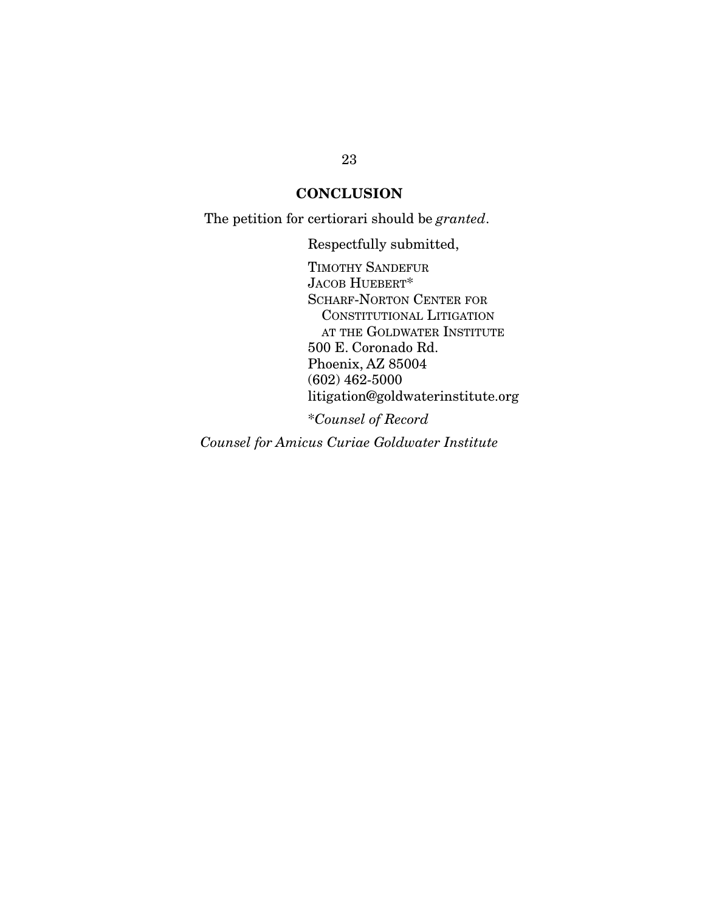## CONCLUSION

The petition for certiorari should be *granted*.

Respectfully submitted,

TIMOTHY SANDEFUR
JACOB HUEBERT*
SCHARF-NORTON CENTER FOR
CONSTITUTIONAL LITIGATION
AT THE GOLDWATER INSTITUTE
500 E. Coronado Rd.
Phoenix, AZ 85004
(602) 462-5000
litigation@goldwaterinstitute.org

**Counsel of Record*

*Counsel for Amicus Curiae Goldwater Institute*